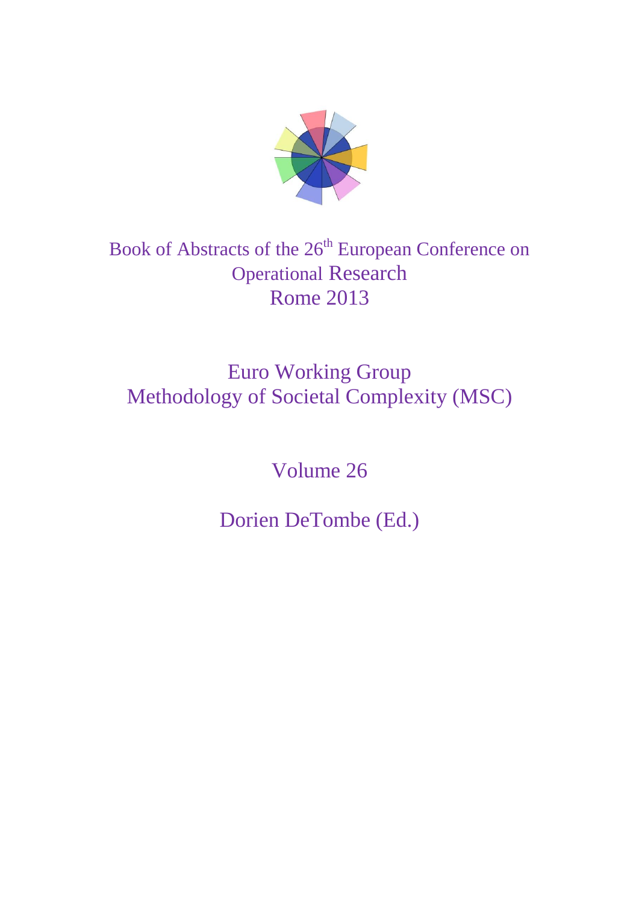# Book of Abstracts of the 26th European Conference on Operational Research Rome 2013

## Euro Working Group Methodology of Societal Complexity (MSC)

Volume 26

Dorien DeTombe (Ed.)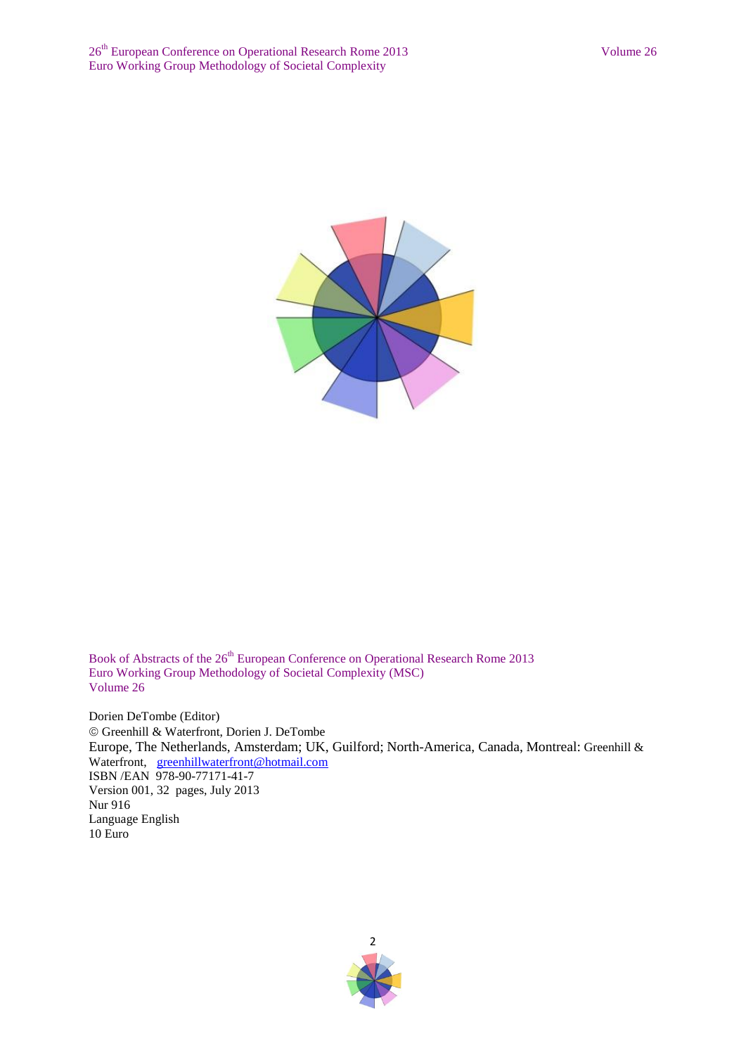Book of Abstracts of the 26th European Conference on Operational Research Rome 2013
Euro Working Group Methodology of Societal Complexity (MSC)
Volume 26

Dorien DeTombe (Editor)
© Greenhill & Waterfront, Dorien J. DeTombe
Europe, The Netherlands, Amsterdam; UK, Guilford; North-America, Canada, Montreal: Greenhill & Waterfront, greenhillwaterfront@hotmail.com
ISBN /EAN 978-90-77171-41-7
Version 001, 32 pages, July 2013
Nur 916
Language English
10 Euro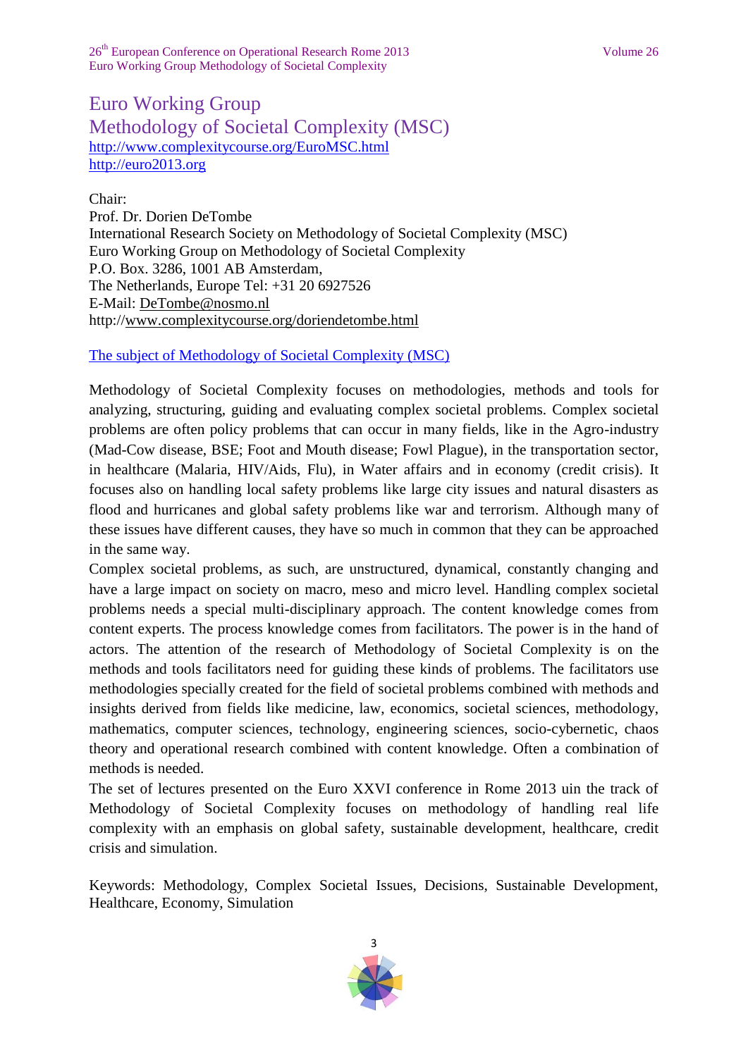# Euro Working Group
# Methodology of Societal Complexity (MSC)

http://www.complexitycourse.org/EuroMSC.html
http://euro2013.org

Chair:
Prof. Dr. Dorien DeTombe
International Research Society on Methodology of Societal Complexity (MSC)
Euro Working Group on Methodology of Societal Complexity
P.O. Box. 3286, 1001 AB Amsterdam,
The Netherlands, Europe Tel: +31 20 6927526
E-Mail: DeTombe@nosmo.nl
http://www.complexitycourse.org/doriendetombe.html

## The subject of Methodology of Societal Complexity (MSC)

Methodology of Societal Complexity focuses on methodologies, methods and tools for analyzing, structuring, guiding and evaluating complex societal problems. Complex societal problems are often policy problems that can occur in many fields, like in the Agro-industry (Mad-Cow disease, BSE; Foot and Mouth disease; Fowl Plague), in the transportation sector, in healthcare (Malaria, HIV/Aids, Flu), in Water affairs and in economy (credit crisis). It focuses also on handling local safety problems like large city issues and natural disasters as flood and hurricanes and global safety problems like war and terrorism. Although many of these issues have different causes, they have so much in common that they can be approached in the same way.

Complex societal problems, as such, are unstructured, dynamical, constantly changing and have a large impact on society on macro, meso and micro level. Handling complex societal problems needs a special multi-disciplinary approach. The content knowledge comes from content experts. The process knowledge comes from facilitators. The power is in the hand of actors. The attention of the research of Methodology of Societal Complexity is on the methods and tools facilitators need for guiding these kinds of problems. The facilitators use methodologies specially created for the field of societal problems combined with methods and insights derived from fields like medicine, law, economics, societal sciences, methodology, mathematics, computer sciences, technology, engineering sciences, socio-cybernetic, chaos theory and operational research combined with content knowledge. Often a combination of methods is needed.

The set of lectures presented on the Euro XXVI conference in Rome 2013 uin the track of Methodology of Societal Complexity focuses on methodology of handling real life complexity with an emphasis on global safety, sustainable development, healthcare, credit crisis and simulation.

Keywords: Methodology, Complex Societal Issues, Decisions, Sustainable Development, Healthcare, Economy, Simulation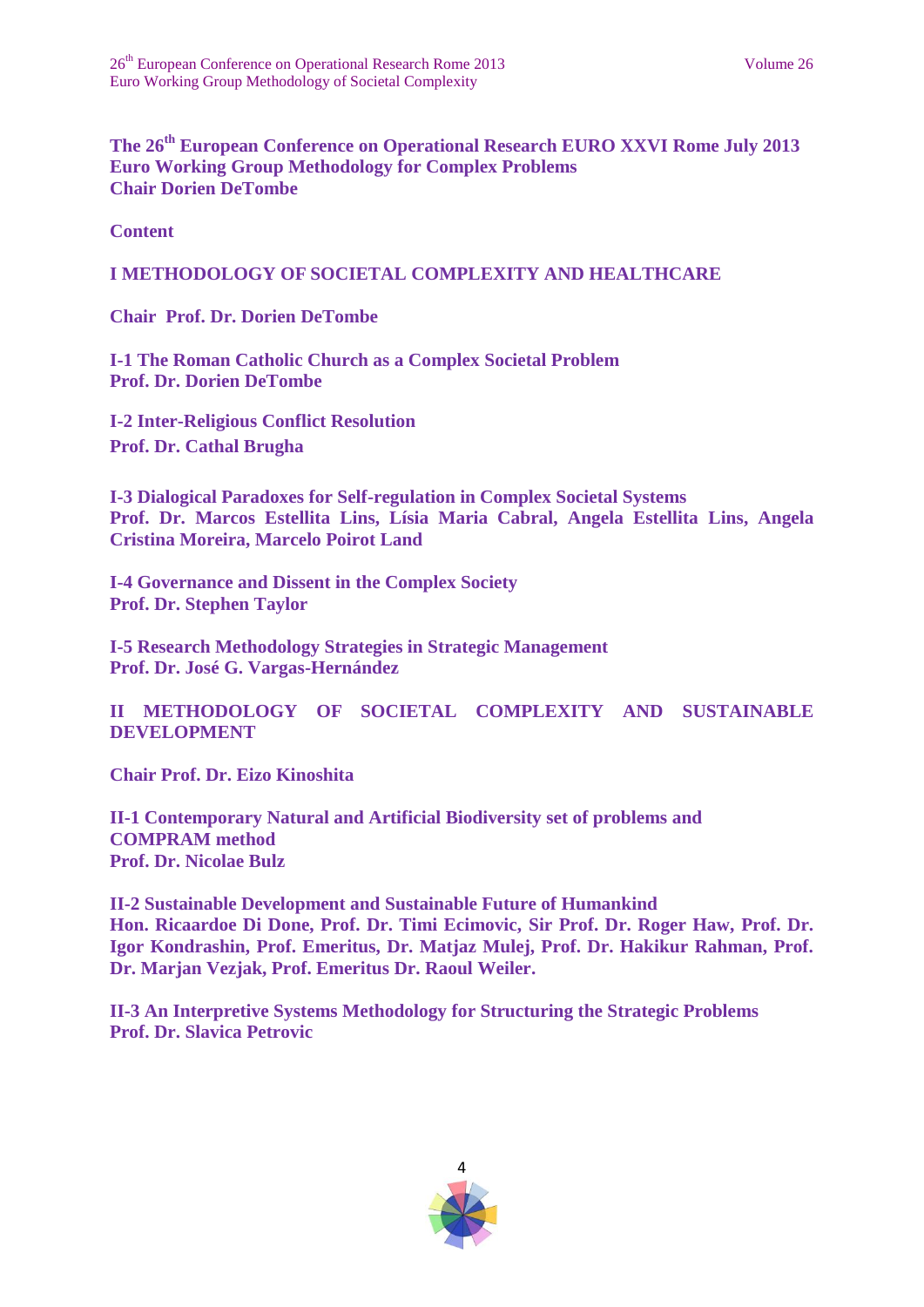**The 26th European Conference on Operational Research EURO XXVI Rome July 2013**
**Euro Working Group Methodology for Complex Problems**
**Chair Dorien DeTombe**

**Content**

## I METHODOLOGY OF SOCIETAL COMPLEXITY AND HEALTHCARE

**Chair Prof. Dr. Dorien DeTombe**

**I-1 The Roman Catholic Church as a Complex Societal Problem**
**Prof. Dr. Dorien DeTombe**

**I-2 Inter-Religious Conflict Resolution**
**Prof. Dr. Cathal Brugha**

**I-3 Dialogical Paradoxes for Self-regulation in Complex Societal Systems**
**Prof. Dr. Marcos Estellita Lins, Lísia Maria Cabral, Angela Estellita Lins, Angela Cristina Moreira, Marcelo Poirot Land**

**I-4 Governance and Dissent in the Complex Society**
**Prof. Dr. Stephen Taylor**

**I-5 Research Methodology Strategies in Strategic Management**
**Prof. Dr. José G. Vargas-Hernández**

## II METHODOLOGY OF SOCIETAL COMPLEXITY AND SUSTAINABLE DEVELOPMENT

**Chair Prof. Dr. Eizo Kinoshita**

**II-1 Contemporary Natural and Artificial Biodiversity set of problems and COMPRAM method**
**Prof. Dr. Nicolae Bulz**

**II-2 Sustainable Development and Sustainable Future of Humankind**
**Hon. Ricaardoe Di Done, Prof. Dr. Timi Ecimovic, Sir Prof. Dr. Roger Haw, Prof. Dr. Igor Kondrashin, Prof. Emeritus, Dr. Matjaz Mulej, Prof. Dr. Hakikur Rahman, Prof. Dr. Marjan Vezjak, Prof. Emeritus Dr. Raoul Weiler.**

**II-3 An Interpretive Systems Methodology for Structuring the Strategic Problems**
**Prof. Dr. Slavica Petrovic**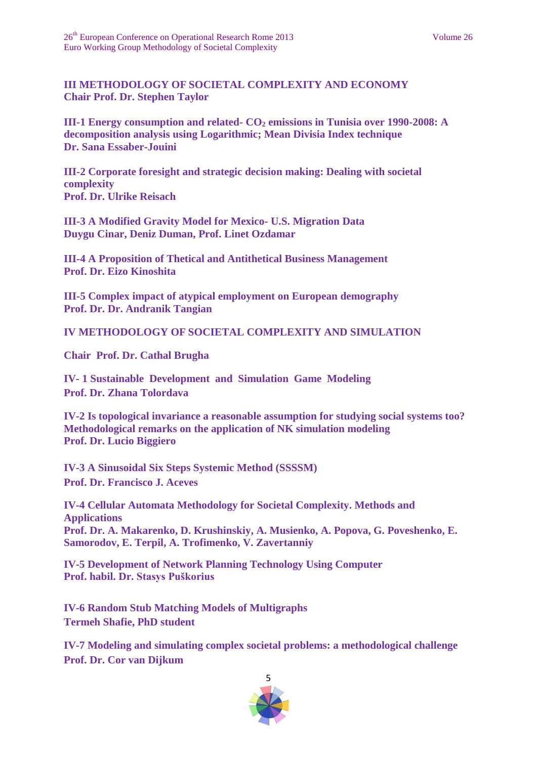## III METHODOLOGY OF SOCIETAL COMPLEXITY AND ECONOMY

**Chair Prof. Dr. Stephen Taylor**

**III-1 Energy consumption and related- $CO_2$ emissions in Tunisia over 1990-2008: A decomposition analysis using Logarithmic; Mean Divisia Index technique**
**Dr. Sana Essaber-Jouini**

**III-2 Corporate foresight and strategic decision making: Dealing with societal complexity**
**Prof. Dr. Ulrike Reisach**

**III-3 A Modified Gravity Model for Mexico- U.S. Migration Data**
**Duygu Cinar, Deniz Duman, Prof. Linet Ozdamar**

**III-4 A Proposition of Thetical and Antithetical Business Management**
**Prof. Dr. Eizo Kinoshita**

**III-5 Complex impact of atypical employment on European demography**
**Prof. Dr. Dr. Andranik Tangian**

## IV METHODOLOGY OF SOCIETAL COMPLEXITY AND SIMULATION

**Chair Prof. Dr. Cathal Brugha**

**IV- 1 Sustainable Development and Simulation Game Modeling**
**Prof. Dr. Zhana Tolordava**

**IV-2 Is topological invariance a reasonable assumption for studying social systems too? Methodological remarks on the application of NK simulation modeling**
**Prof. Dr. Lucio Biggiero**

**IV-3 A Sinusoidal Six Steps Systemic Method (SSSSM)**
**Prof. Dr. Francisco J. Aceves**

**IV-4 Cellular Automata Methodology for Societal Complexity. Methods and Applications**
**Prof. Dr. A. Makarenko, D. Krushinskiy, A. Musienko, A. Popova, G. Poveshenko, E. Samorodov, E. Terpil, A. Trofimenko, V. Zavertanniy**

**IV-5 Development of Network Planning Technology Using Computer**
**Prof. habil. Dr. Stasys Puškorius**

**IV-6 Random Stub Matching Models of Multigraphs**
**Termeh Shafie, PhD student**

**IV-7 Modeling and simulating complex societal problems: a methodological challenge**
**Prof. Dr. Cor van Dijkum**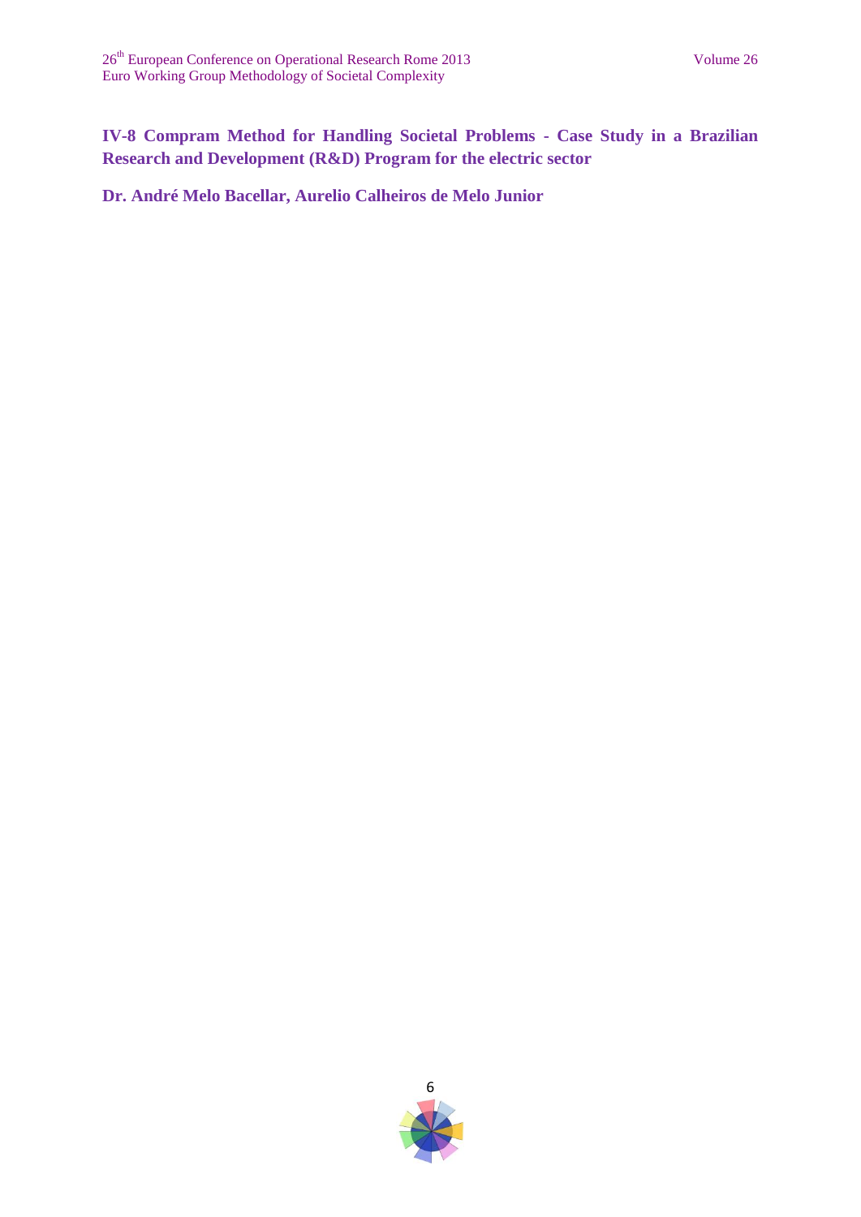## IV-8 Compram Method for Handling Societal Problems - Case Study in a Brazilian Research and Development (R&D) Program for the electric sector

**Dr. André Melo Bacellar, Aurelio Calheiros de Melo Junior**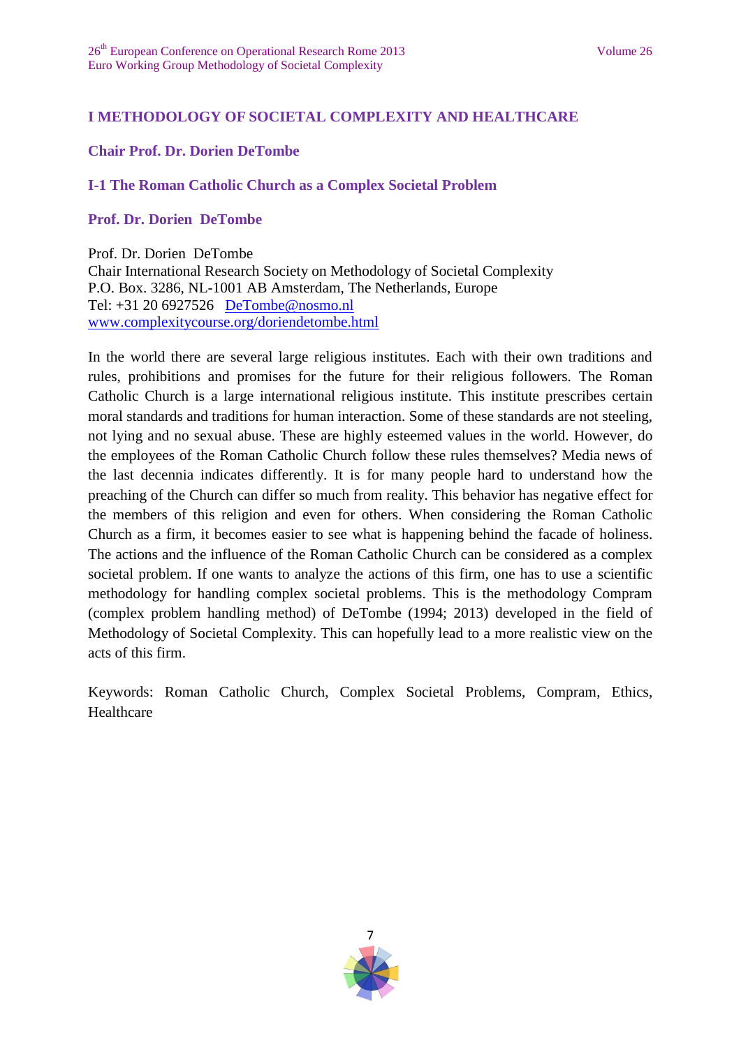## I METHODOLOGY OF SOCIETAL COMPLEXITY AND HEALTHCARE

**Chair Prof. Dr. Dorien DeTombe**

### I-1 The Roman Catholic Church as a Complex Societal Problem

**Prof. Dr. Dorien DeTombe**

Prof. Dr. Dorien DeTombe
Chair International Research Society on Methodology of Societal Complexity
P.O. Box. 3286, NL-1001 AB Amsterdam, The Netherlands, Europe
Tel: +31 20 6927526 DeTombe@nosmo.nl
www.complexitycourse.org/doriendetombe.html

In the world there are several large religious institutes. Each with their own traditions and rules, prohibitions and promises for the future for their religious followers. The Roman Catholic Church is a large international religious institute. This institute prescribes certain moral standards and traditions for human interaction. Some of these standards are not steeling, not lying and no sexual abuse. These are highly esteemed values in the world. However, do the employees of the Roman Catholic Church follow these rules themselves? Media news of the last decennia indicates differently. It is for many people hard to understand how the preaching of the Church can differ so much from reality. This behavior has negative effect for the members of this religion and even for others. When considering the Roman Catholic Church as a firm, it becomes easier to see what is happening behind the facade of holiness. The actions and the influence of the Roman Catholic Church can be considered as a complex societal problem. If one wants to analyze the actions of this firm, one has to use a scientific methodology for handling complex societal problems. This is the methodology Compram (complex problem handling method) of DeTombe (1994; 2013) developed in the field of Methodology of Societal Complexity. This can hopefully lead to a more realistic view on the acts of this firm.

Keywords: Roman Catholic Church, Complex Societal Problems, Compram, Ethics, Healthcare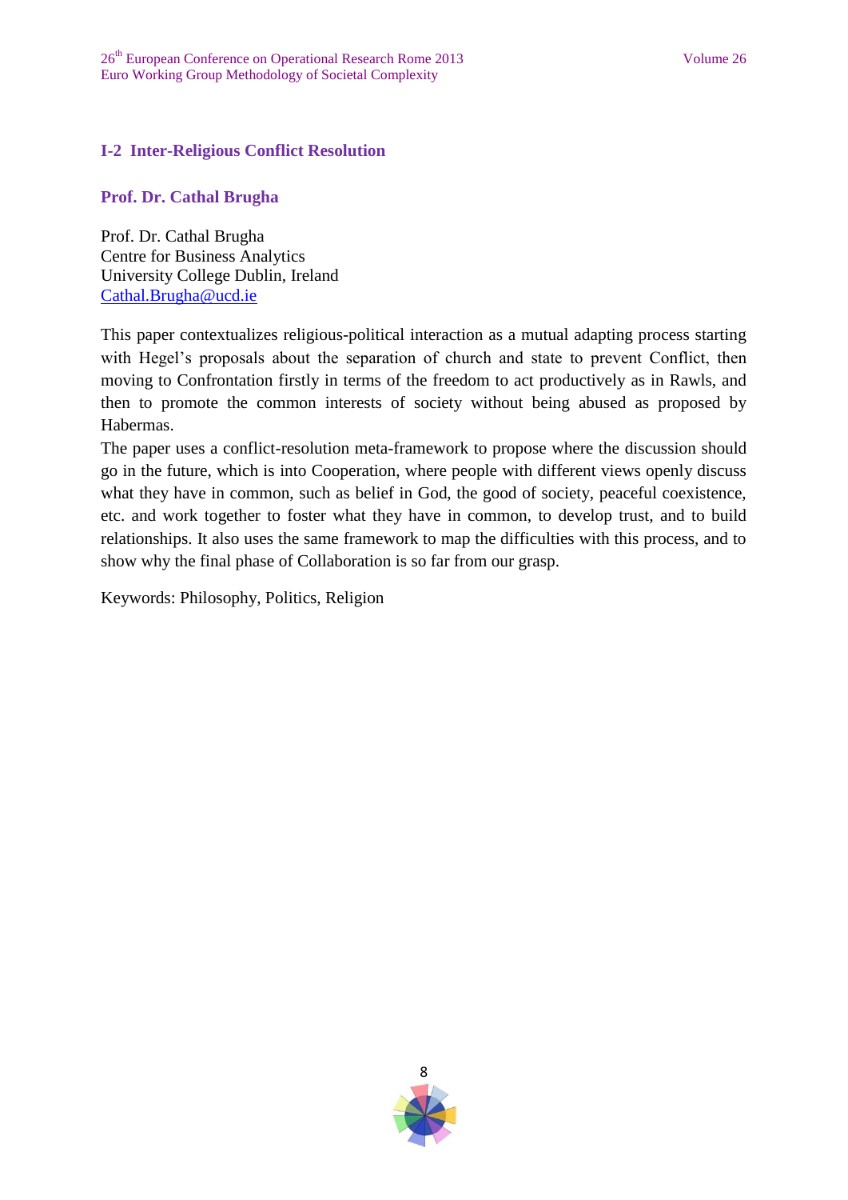## I-2 Inter-Religious Conflict Resolution

### Prof. Dr. Cathal Brugha

Prof. Dr. Cathal Brugha
Centre for Business Analytics
University College Dublin, Ireland
Cathal.Brugha@ucd.ie

This paper contextualizes religious-political interaction as a mutual adapting process starting with Hegel's proposals about the separation of church and state to prevent Conflict, then moving to Confrontation firstly in terms of the freedom to act productively as in Rawls, and then to promote the common interests of society without being abused as proposed by Habermas.

The paper uses a conflict-resolution meta-framework to propose where the discussion should go in the future, which is into Cooperation, where people with different views openly discuss what they have in common, such as belief in God, the good of society, peaceful coexistence, etc. and work together to foster what they have in common, to develop trust, and to build relationships. It also uses the same framework to map the difficulties with this process, and to show why the final phase of Collaboration is so far from our grasp.

Keywords: Philosophy, Politics, Religion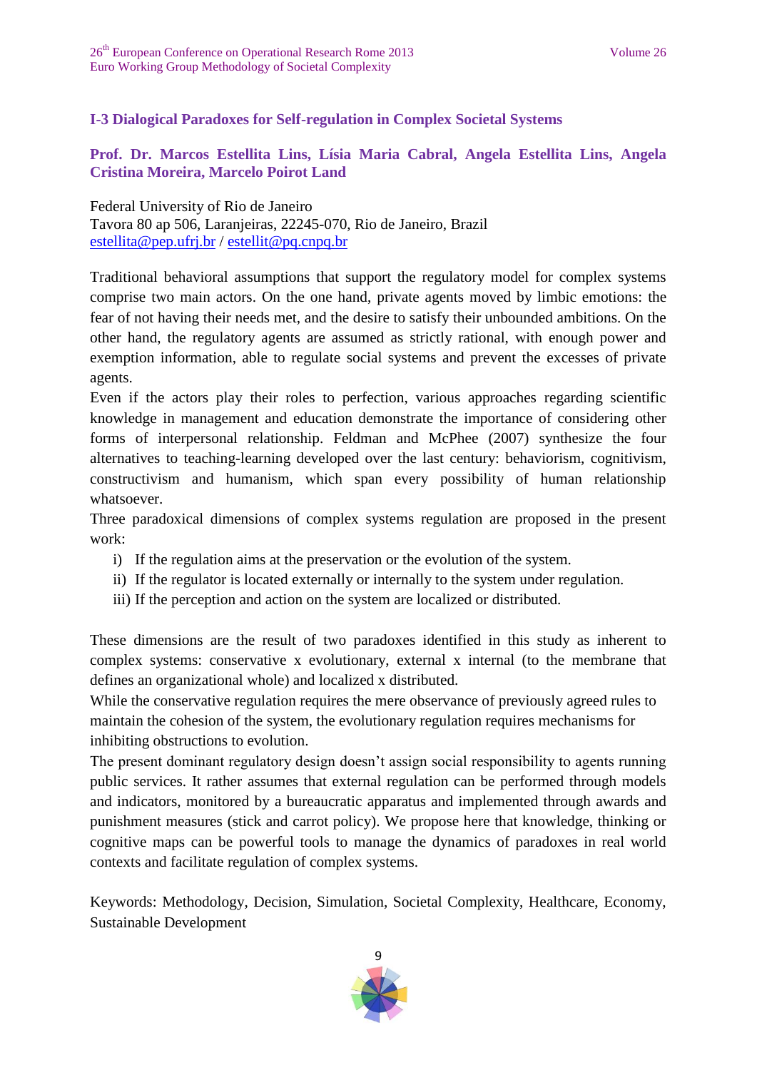## I-3 Dialogical Paradoxes for Self-regulation in Complex Societal Systems

**Prof. Dr. Marcos Estellita Lins, Lísia Maria Cabral, Angela Estellita Lins, Angela Cristina Moreira, Marcelo Poirot Land**

Federal University of Rio de Janeiro
Tavora 80 ap 506, Laranjeiras, 22245-070, Rio de Janeiro, Brazil
estellita@pep.ufrj.br / estellit@pq.cnpq.br

Traditional behavioral assumptions that support the regulatory model for complex systems comprise two main actors. On the one hand, private agents moved by limbic emotions: the fear of not having their needs met, and the desire to satisfy their unbounded ambitions. On the other hand, the regulatory agents are assumed as strictly rational, with enough power and exemption information, able to regulate social systems and prevent the excesses of private agents.

Even if the actors play their roles to perfection, various approaches regarding scientific knowledge in management and education demonstrate the importance of considering other forms of interpersonal relationship. Feldman and McPhee (2007) synthesize the four alternatives to teaching-learning developed over the last century: behaviorism, cognitivism, constructivism and humanism, which span every possibility of human relationship whatsoever.

Three paradoxical dimensions of complex systems regulation are proposed in the present work:

i) If the regulation aims at the preservation or the evolution of the system.
ii) If the regulator is located externally or internally to the system under regulation.
iii) If the perception and action on the system are localized or distributed.

These dimensions are the result of two paradoxes identified in this study as inherent to complex systems: conservative x evolutionary, external x internal (to the membrane that defines an organizational whole) and localized x distributed.

While the conservative regulation requires the mere observance of previously agreed rules to maintain the cohesion of the system, the evolutionary regulation requires mechanisms for inhibiting obstructions to evolution.

The present dominant regulatory design doesn't assign social responsibility to agents running public services. It rather assumes that external regulation can be performed through models and indicators, monitored by a bureaucratic apparatus and implemented through awards and punishment measures (stick and carrot policy). We propose here that knowledge, thinking or cognitive maps can be powerful tools to manage the dynamics of paradoxes in real world contexts and facilitate regulation of complex systems.

Keywords: Methodology, Decision, Simulation, Societal Complexity, Healthcare, Economy, Sustainable Development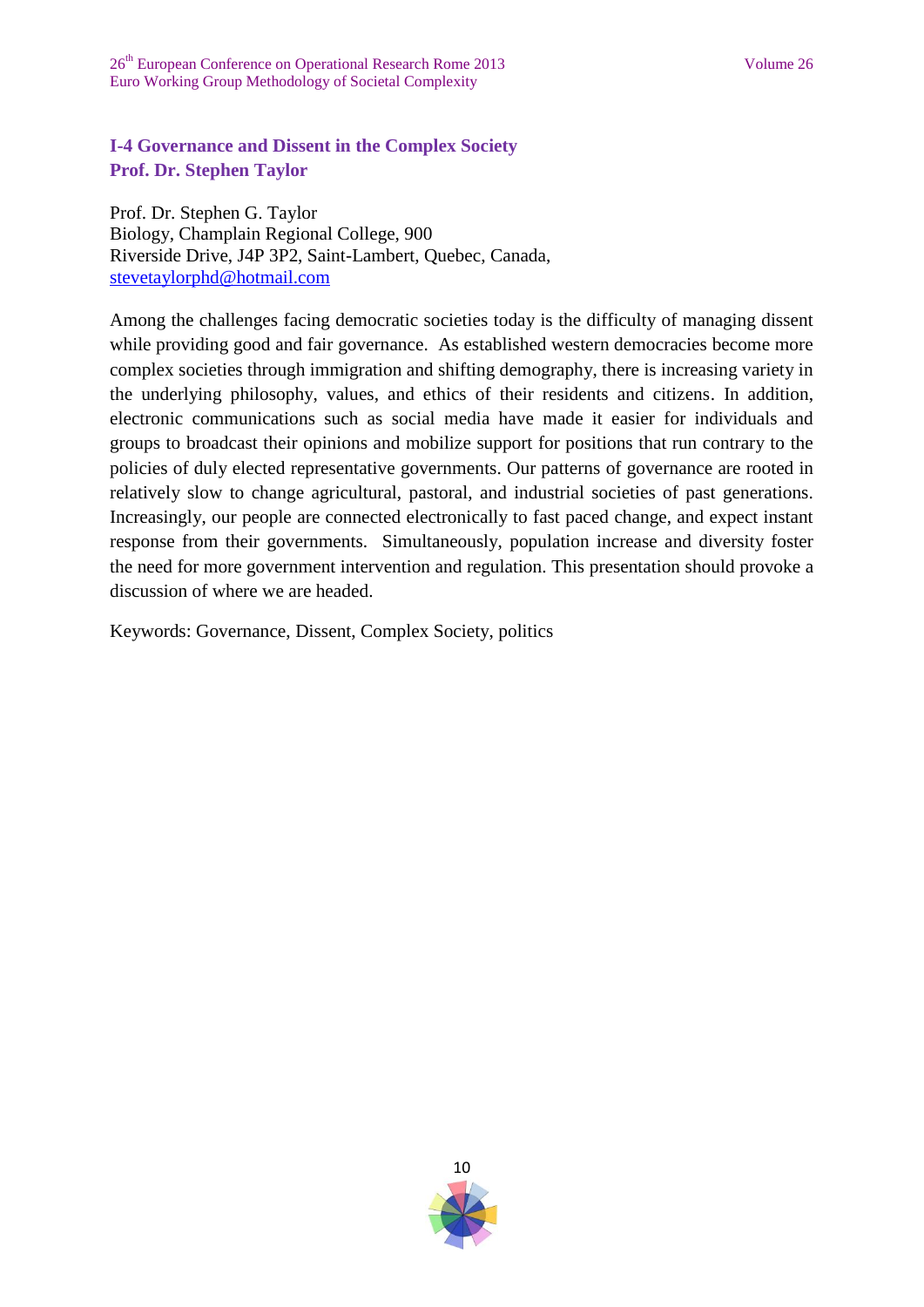## I-4 Governance and Dissent in the Complex Society
## Prof. Dr. Stephen Taylor

Prof. Dr. Stephen G. Taylor
Biology, Champlain Regional College, 900
Riverside Drive, J4P 3P2, Saint-Lambert, Quebec, Canada,
stevetaylorphd@hotmail.com

Among the challenges facing democratic societies today is the difficulty of managing dissent while providing good and fair governance. As established western democracies become more complex societies through immigration and shifting demography, there is increasing variety in the underlying philosophy, values, and ethics of their residents and citizens. In addition, electronic communications such as social media have made it easier for individuals and groups to broadcast their opinions and mobilize support for positions that run contrary to the policies of duly elected representative governments. Our patterns of governance are rooted in relatively slow to change agricultural, pastoral, and industrial societies of past generations. Increasingly, our people are connected electronically to fast paced change, and expect instant response from their governments. Simultaneously, population increase and diversity foster the need for more government intervention and regulation. This presentation should provoke a discussion of where we are headed.

Keywords: Governance, Dissent, Complex Society, politics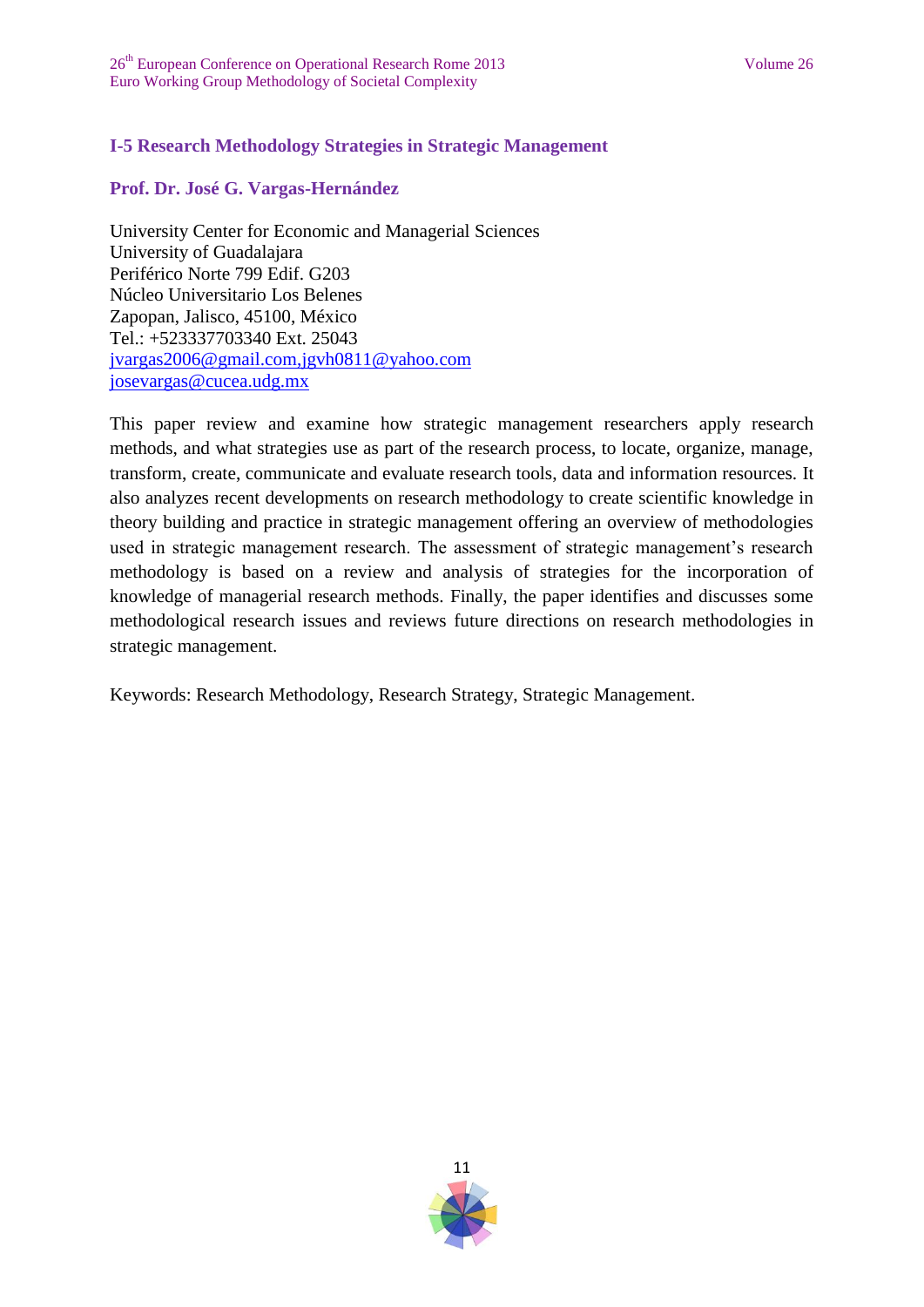## I-5 Research Methodology Strategies in Strategic Management

**Prof. Dr. José G. Vargas-Hernández**

University Center for Economic and Managerial Sciences
University of Guadalajara
Periférico Norte 799 Edif. G203
Núcleo Universitario Los Belenes
Zapopan, Jalisco, 45100, México
Tel.: +523337703340 Ext. 25043
jvargas2006@gmail.com,jgvh0811@yahoo.com
josevargas@cucea.udg.mx

This paper review and examine how strategic management researchers apply research methods, and what strategies use as part of the research process, to locate, organize, manage, transform, create, communicate and evaluate research tools, data and information resources. It also analyzes recent developments on research methodology to create scientific knowledge in theory building and practice in strategic management offering an overview of methodologies used in strategic management research. The assessment of strategic management's research methodology is based on a review and analysis of strategies for the incorporation of knowledge of managerial research methods. Finally, the paper identifies and discusses some methodological research issues and reviews future directions on research methodologies in strategic management.

Keywords: Research Methodology, Research Strategy, Strategic Management.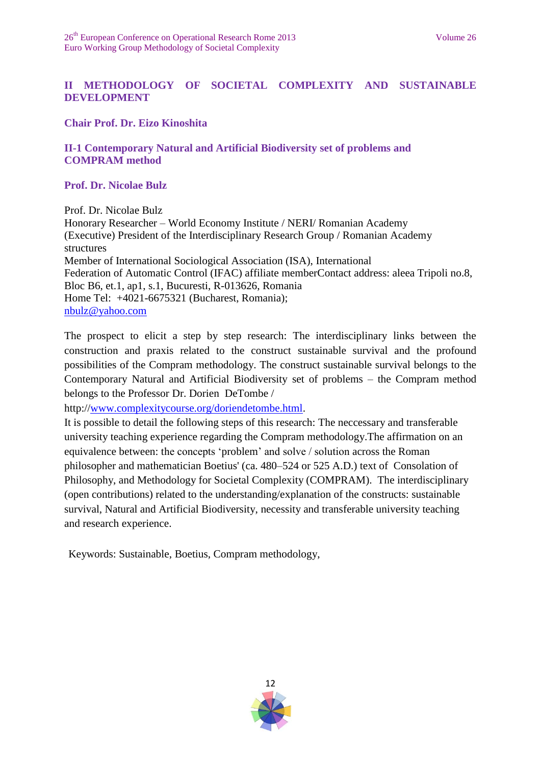## II METHODOLOGY OF SOCIETAL COMPLEXITY AND SUSTAINABLE DEVELOPMENT

**Chair Prof. Dr. Eizo Kinoshita**

### II-1 Contemporary Natural and Artificial Biodiversity set of problems and COMPRAM method

**Prof. Dr. Nicolae Bulz**

Prof. Dr. Nicolae Bulz
Honorary Researcher – World Economy Institute / NERI/ Romanian Academy
(Executive) President of the Interdisciplinary Research Group / Romanian Academy structures
Member of International Sociological Association (ISA), International Federation of Automatic Control (IFAC) affiliate memberContact address: aleea Tripoli no.8, Bloc B6, et.1, ap1, s.1, Bucuresti, R-013626, Romania
Home Tel: +4021-6675321 (Bucharest, Romania);
nbulz@yahoo.com

The prospect to elicit a step by step research: The interdisciplinary links between the construction and praxis related to the construct sustainable survival and the profound possibilities of the Compram methodology. The construct sustainable survival belongs to the Contemporary Natural and Artificial Biodiversity set of problems – the Compram method belongs to the Professor Dr. Dorien DeTombe / http://www.complexitycourse.org/doriendetombe.html.
It is possible to detail the following steps of this research: The neccessary and transferable university teaching experience regarding the Compram methodology.The affirmation on an equivalence between: the concepts 'problem' and solve / solution across the Roman philosopher and mathematician Boetius' (ca. 480–524 or 525 A.D.) text of Consolation of Philosophy, and Methodology for Societal Complexity (COMPRAM). The interdisciplinary (open contributions) related to the understanding/explanation of the constructs: sustainable survival, Natural and Artificial Biodiversity, necessity and transferable university teaching and research experience.

Keywords: Sustainable, Boetius, Compram methodology,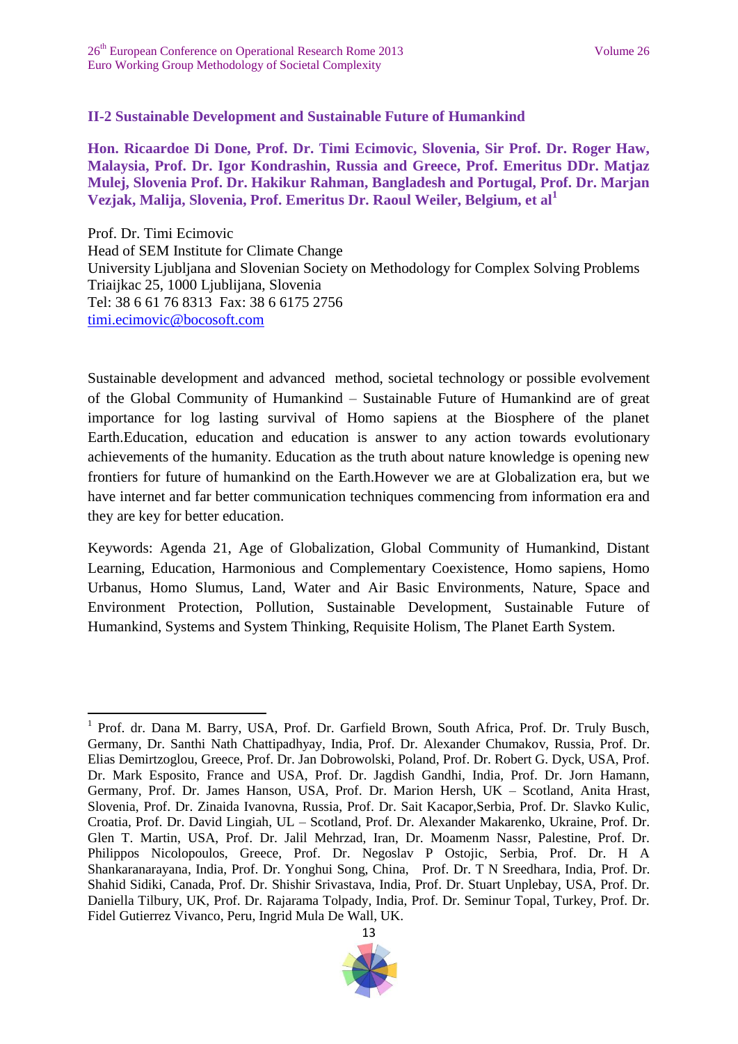## II-2 Sustainable Development and Sustainable Future of Humankind

**Hon. Ricaardoe Di Done, Prof. Dr. Timi Ecimovic, Slovenia, Sir Prof. Dr. Roger Haw, Malaysia, Prof. Dr. Igor Kondrashin, Russia and Greece, Prof. Emeritus DDr. Matjaz Mulej, Slovenia Prof. Dr. Hakikur Rahman, Bangladesh and Portugal, Prof. Dr. Marjan Vezjak, Malija, Slovenia, Prof. Emeritus Dr. Raoul Weiler, Belgium, et al[1]**

Prof. Dr. Timi Ecimovic
Head of SEM Institute for Climate Change
University Ljubljana and Slovenian Society on Methodology for Complex Solving Problems
Triaijkac 25, 1000 Ljublijana, Slovenia
Tel: 38 6 61 76 8313 Fax: 38 6 6175 2756
timi.ecimovic@bocosoft.com

Sustainable development and advanced method, societal technology or possible evolvement of the Global Community of Humankind – Sustainable Future of Humankind are of great importance for log lasting survival of Homo sapiens at the Biosphere of the planet Earth.Education, education and education is answer to any action towards evolutionary achievements of the humanity. Education as the truth about nature knowledge is opening new frontiers for future of humankind on the Earth.However we are at Globalization era, but we have internet and far better communication techniques commencing from information era and they are key for better education.

Keywords: Agenda 21, Age of Globalization, Global Community of Humankind, Distant Learning, Education, Harmonious and Complementary Coexistence, Homo sapiens, Homo Urbanus, Homo Slumus, Land, Water and Air Basic Environments, Nature, Space and Environment Protection, Pollution, Sustainable Development, Sustainable Future of Humankind, Systems and System Thinking, Requisite Holism, The Planet Earth System.

---

[1] Prof. dr. Dana M. Barry, USA, Prof. Dr. Garfield Brown, South Africa, Prof. Dr. Truly Busch, Germany, Dr. Santhi Nath Chattipadhyay, India, Prof. Dr. Alexander Chumakov, Russia, Prof. Dr. Elias Demirtzoglou, Greece, Prof. Dr. Jan Dobrowolski, Poland, Prof. Dr. Robert G. Dyck, USA, Prof. Dr. Mark Esposito, France and USA, Prof. Dr. Jagdish Gandhi, India, Prof. Dr. Jorn Hamann, Germany, Prof. Dr. James Hanson, USA, Prof. Dr. Marion Hersh, UK – Scotland, Anita Hrast, Slovenia, Prof. Dr. Zinaida Ivanovna, Russia, Prof. Dr. Sait Kacapor,Serbia, Prof. Dr. Slavko Kulic, Croatia, Prof. Dr. David Lingiah, UL – Scotland, Prof. Dr. Alexander Makarenko, Ukraine, Prof. Dr. Glen T. Martin, USA, Prof. Dr. Jalil Mehrzad, Iran, Dr. Moamenm Nassr, Palestine, Prof. Dr. Philippos Nicolopoulos, Greece, Prof. Dr. Negoslav P Ostojic, Serbia, Prof. Dr. H A Shankaranarayana, India, Prof. Dr. Yonghui Song, China, Prof. Dr. T N Sreedhara, India, Prof. Dr. Shahid Sidiki, Canada, Prof. Dr. Shishir Srivastava, India, Prof. Dr. Stuart Unplebay, USA, Prof. Dr. Daniella Tilbury, UK, Prof. Dr. Rajarama Tolpady, India, Prof. Dr. Seminur Topal, Turkey, Prof. Dr. Fidel Gutierrez Vivanco, Peru, Ingrid Mula De Wall, UK.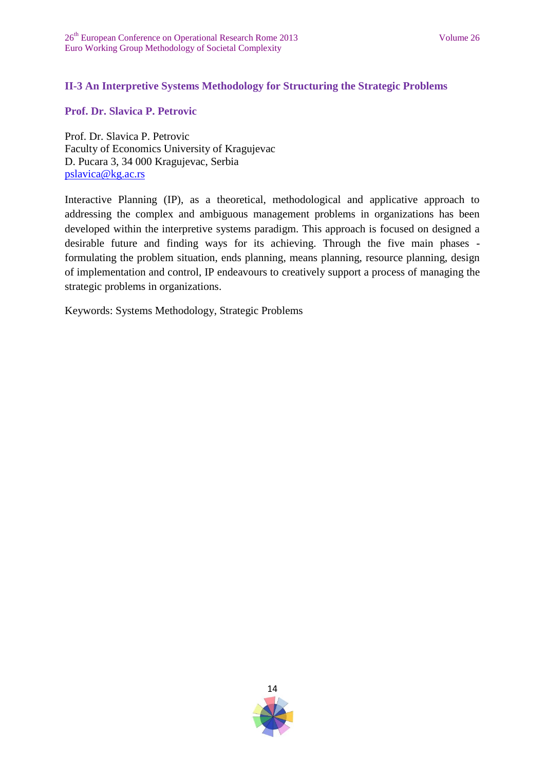## II-3 An Interpretive Systems Methodology for Structuring the Strategic Problems

**Prof. Dr. Slavica P. Petrovic**

Prof. Dr. Slavica P. Petrovic
Faculty of Economics University of Kragujevac
D. Pucara 3, 34 000 Kragujevac, Serbia
pslavica@kg.ac.rs

Interactive Planning (IP), as a theoretical, methodological and applicative approach to addressing the complex and ambiguous management problems in organizations has been developed within the interpretive systems paradigm. This approach is focused on designed a desirable future and finding ways for its achieving. Through the five main phases - formulating the problem situation, ends planning, means planning, resource planning, design of implementation and control, IP endeavours to creatively support a process of managing the strategic problems in organizations.

Keywords: Systems Methodology, Strategic Problems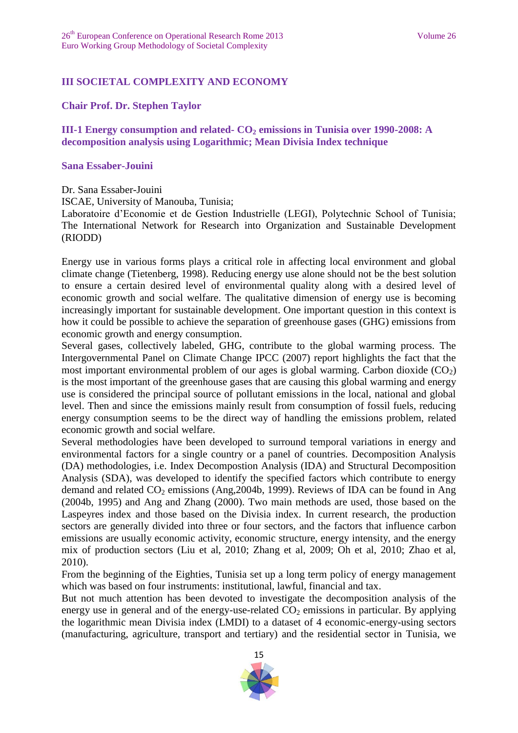## III SOCIETAL COMPLEXITY AND ECONOMY

### Chair Prof. Dr. Stephen Taylor

### III-1 Energy consumption and related- $CO_2$ emissions in Tunisia over 1990-2008: A decomposition analysis using Logarithmic; Mean Divisia Index technique

**Sana Essaber-Jouini**

Dr. Sana Essaber-Jouini
ISCAE, University of Manouba, Tunisia;
Laboratoire d'Economie et de Gestion Industrielle (LEGI), Polytechnic School of Tunisia; The International Network for Research into Organization and Sustainable Development (RIODD)

Energy use in various forms plays a critical role in affecting local environment and global climate change (Tietenberg, 1998). Reducing energy use alone should not be the best solution to ensure a certain desired level of environmental quality along with a desired level of economic growth and social welfare. The qualitative dimension of energy use is becoming increasingly important for sustainable development. One important question in this context is how it could be possible to achieve the separation of greenhouse gases (GHG) emissions from economic growth and energy consumption.
Several gases, collectively labeled, GHG, contribute to the global warming process. The Intergovernmental Panel on Climate Change IPCC (2007) report highlights the fact that the most important environmental problem of our ages is global warming. Carbon dioxide ($CO_2$) is the most important of the greenhouse gases that are causing this global warming and energy use is considered the principal source of pollutant emissions in the local, national and global level. Then and since the emissions mainly result from consumption of fossil fuels, reducing energy consumption seems to be the direct way of handling the emissions problem, related economic growth and social welfare.
Several methodologies have been developed to surround temporal variations in energy and environmental factors for a single country or a panel of countries. Decomposition Analysis (DA) methodologies, i.e. Index Decompostion Analysis (IDA) and Structural Decomposition Analysis (SDA), was developed to identify the specified factors which contribute to energy demand and related $CO_2$ emissions (Ang,2004b, 1999). Reviews of IDA can be found in Ang (2004b, 1995) and Ang and Zhang (2000). Two main methods are used, those based on the Laspeyres index and those based on the Divisia index. In current research, the production sectors are generally divided into three or four sectors, and the factors that influence carbon emissions are usually economic activity, economic structure, energy intensity, and the energy mix of production sectors (Liu et al, 2010; Zhang et al, 2009; Oh et al, 2010; Zhao et al, 2010).
From the beginning of the Eighties, Tunisia set up a long term policy of energy management which was based on four instruments: institutional, lawful, financial and tax.
But not much attention has been devoted to investigate the decomposition analysis of the energy use in general and of the energy-use-related $CO_2$ emissions in particular. By applying the logarithmic mean Divisia index (LMDI) to a dataset of 4 economic-energy-using sectors (manufacturing, agriculture, transport and tertiary) and the residential sector in Tunisia, we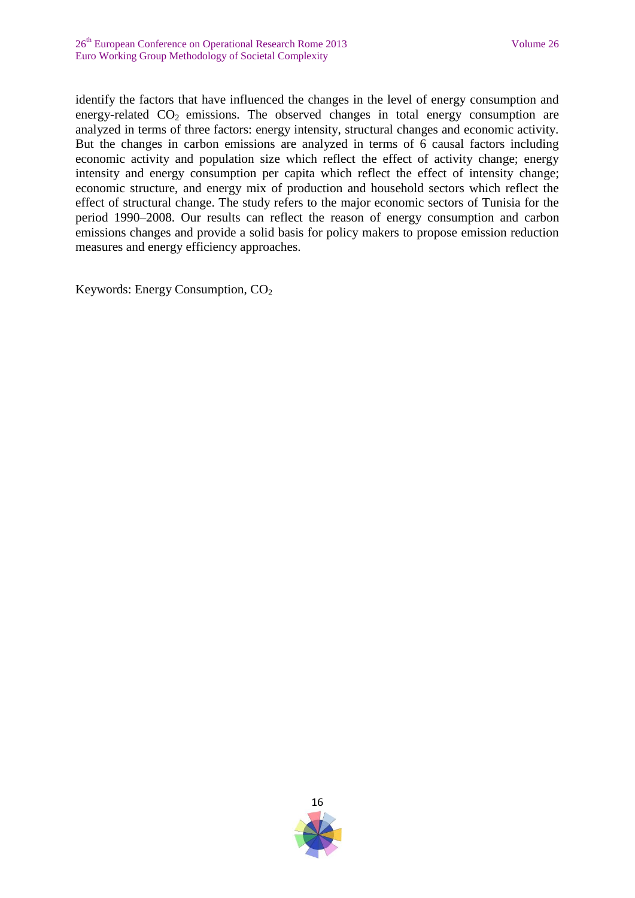identify the factors that have influenced the changes in the level of energy consumption and energy-related $CO_2$ emissions. The observed changes in total energy consumption are analyzed in terms of three factors: energy intensity, structural changes and economic activity. But the changes in carbon emissions are analyzed in terms of 6 causal factors including economic activity and population size which reflect the effect of activity change; energy intensity and energy consumption per capita which reflect the effect of intensity change; economic structure, and energy mix of production and household sectors which reflect the effect of structural change. The study refers to the major economic sectors of Tunisia for the period 1990–2008. Our results can reflect the reason of energy consumption and carbon emissions changes and provide a solid basis for policy makers to propose emission reduction measures and energy efficiency approaches.

Keywords: Energy Consumption, $CO_2$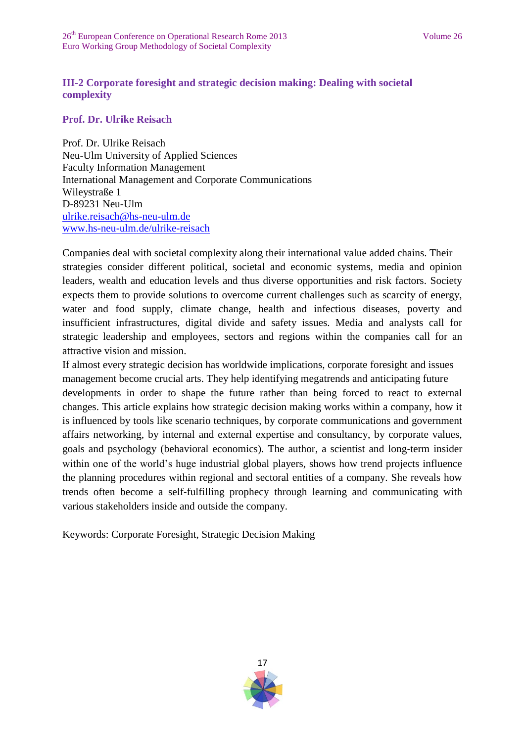## III-2 Corporate foresight and strategic decision making: Dealing with societal complexity

### Prof. Dr. Ulrike Reisach

Prof. Dr. Ulrike Reisach
Neu-Ulm University of Applied Sciences
Faculty Information Management
International Management and Corporate Communications
Wileystraße 1
D-89231 Neu-Ulm
ulrike.reisach@hs-neu-ulm.de
www.hs-neu-ulm.de/ulrike-reisach

Companies deal with societal complexity along their international value added chains. Their strategies consider different political, societal and economic systems, media and opinion leaders, wealth and education levels and thus diverse opportunities and risk factors. Society expects them to provide solutions to overcome current challenges such as scarcity of energy, water and food supply, climate change, health and infectious diseases, poverty and insufficient infrastructures, digital divide and safety issues. Media and analysts call for strategic leadership and employees, sectors and regions within the companies call for an attractive vision and mission.

If almost every strategic decision has worldwide implications, corporate foresight and issues management become crucial arts. They help identifying megatrends and anticipating future developments in order to shape the future rather than being forced to react to external changes. This article explains how strategic decision making works within a company, how it is influenced by tools like scenario techniques, by corporate communications and government affairs networking, by internal and external expertise and consultancy, by corporate values, goals and psychology (behavioral economics). The author, a scientist and long-term insider within one of the world's huge industrial global players, shows how trend projects influence the planning procedures within regional and sectoral entities of a company. She reveals how trends often become a self-fulfilling prophecy through learning and communicating with various stakeholders inside and outside the company.

Keywords: Corporate Foresight, Strategic Decision Making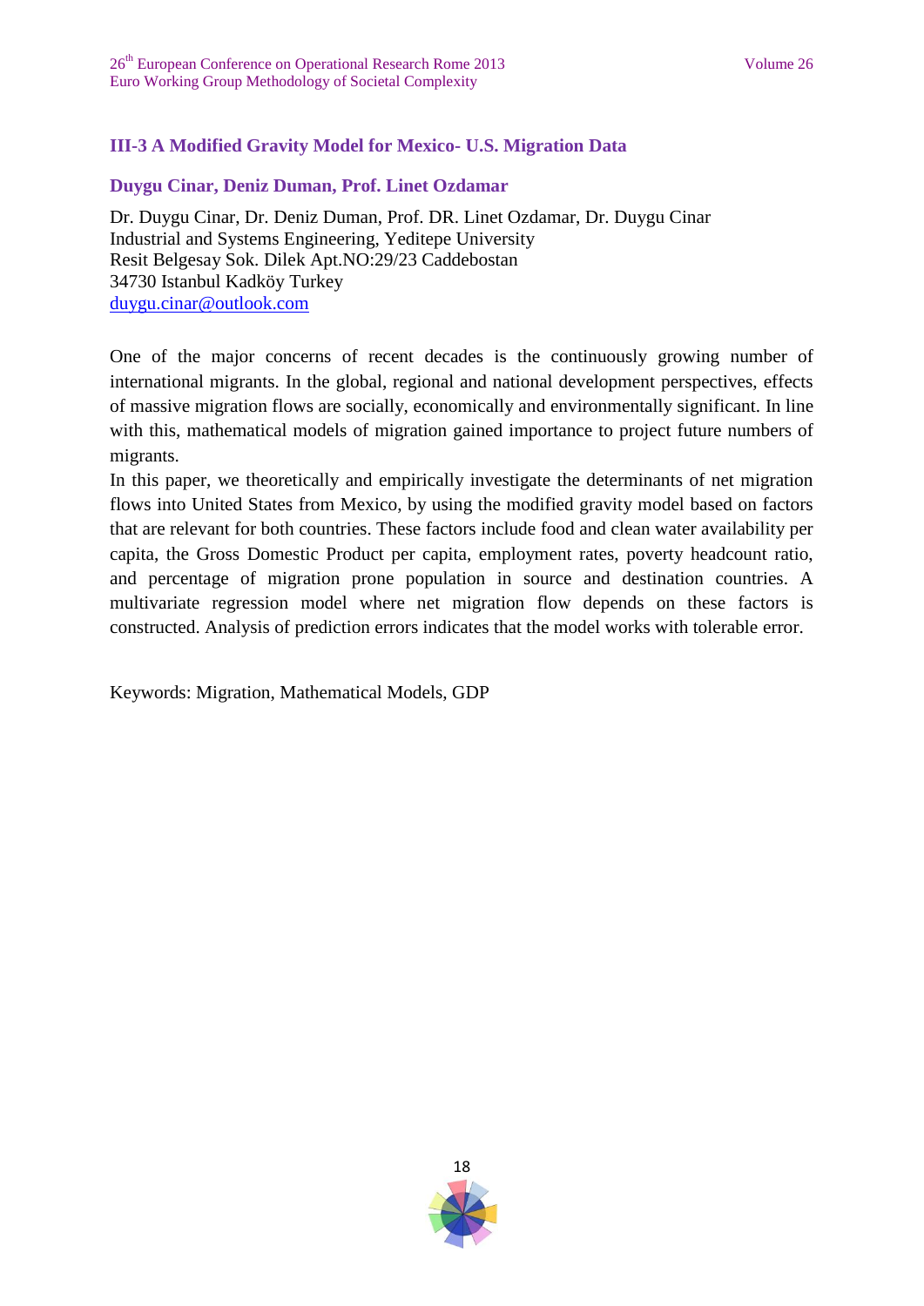## III-3 A Modified Gravity Model for Mexico- U.S. Migration Data

### Duygu Cinar, Deniz Duman, Prof. Linet Ozdamar

Dr. Duygu Cinar, Dr. Deniz Duman, Prof. DR. Linet Ozdamar, Dr. Duygu Cinar
Industrial and Systems Engineering, Yeditepe University
Resit Belgesay Sok. Dilek Apt.NO:29/23 Caddebostan
34730 Istanbul Kadköy Turkey
duygu.cinar@outlook.com

One of the major concerns of recent decades is the continuously growing number of international migrants. In the global, regional and national development perspectives, effects of massive migration flows are socially, economically and environmentally significant. In line with this, mathematical models of migration gained importance to project future numbers of migrants.

In this paper, we theoretically and empirically investigate the determinants of net migration flows into United States from Mexico, by using the modified gravity model based on factors that are relevant for both countries. These factors include food and clean water availability per capita, the Gross Domestic Product per capita, employment rates, poverty headcount ratio, and percentage of migration prone population in source and destination countries. A multivariate regression model where net migration flow depends on these factors is constructed. Analysis of prediction errors indicates that the model works with tolerable error.

Keywords: Migration, Mathematical Models, GDP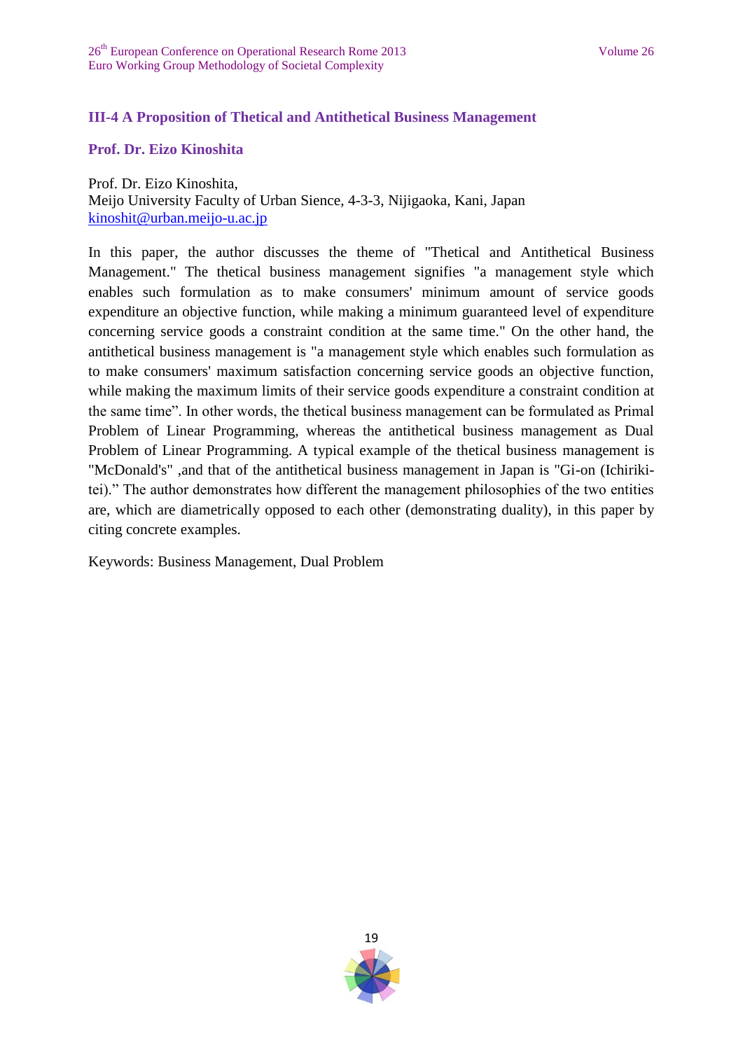### III-4 A Proposition of Thetical and Antithetical Business Management

**Prof. Dr. Eizo Kinoshita**

Prof. Dr. Eizo Kinoshita,
Meijo University Faculty of Urban Sience, 4-3-3, Nijigaoka, Kani, Japan
kinoshit@urban.meijo-u.ac.jp

In this paper, the author discusses the theme of "Thetical and Antithetical Business Management." The thetical business management signifies "a management style which enables such formulation as to make consumers' minimum amount of service goods expenditure an objective function, while making a minimum guaranteed level of expenditure concerning service goods a constraint condition at the same time." On the other hand, the antithetical business management is "a management style which enables such formulation as to make consumers' maximum satisfaction concerning service goods an objective function, while making the maximum limits of their service goods expenditure a constraint condition at the same time". In other words, the thetical business management can be formulated as Primal Problem of Linear Programming, whereas the antithetical business management as Dual Problem of Linear Programming. A typical example of the thetical business management is "McDonald's" ,and that of the antithetical business management in Japan is "Gi-on (Ichiriki-tei)." The author demonstrates how different the management philosophies of the two entities are, which are diametrically opposed to each other (demonstrating duality), in this paper by citing concrete examples.

Keywords: Business Management, Dual Problem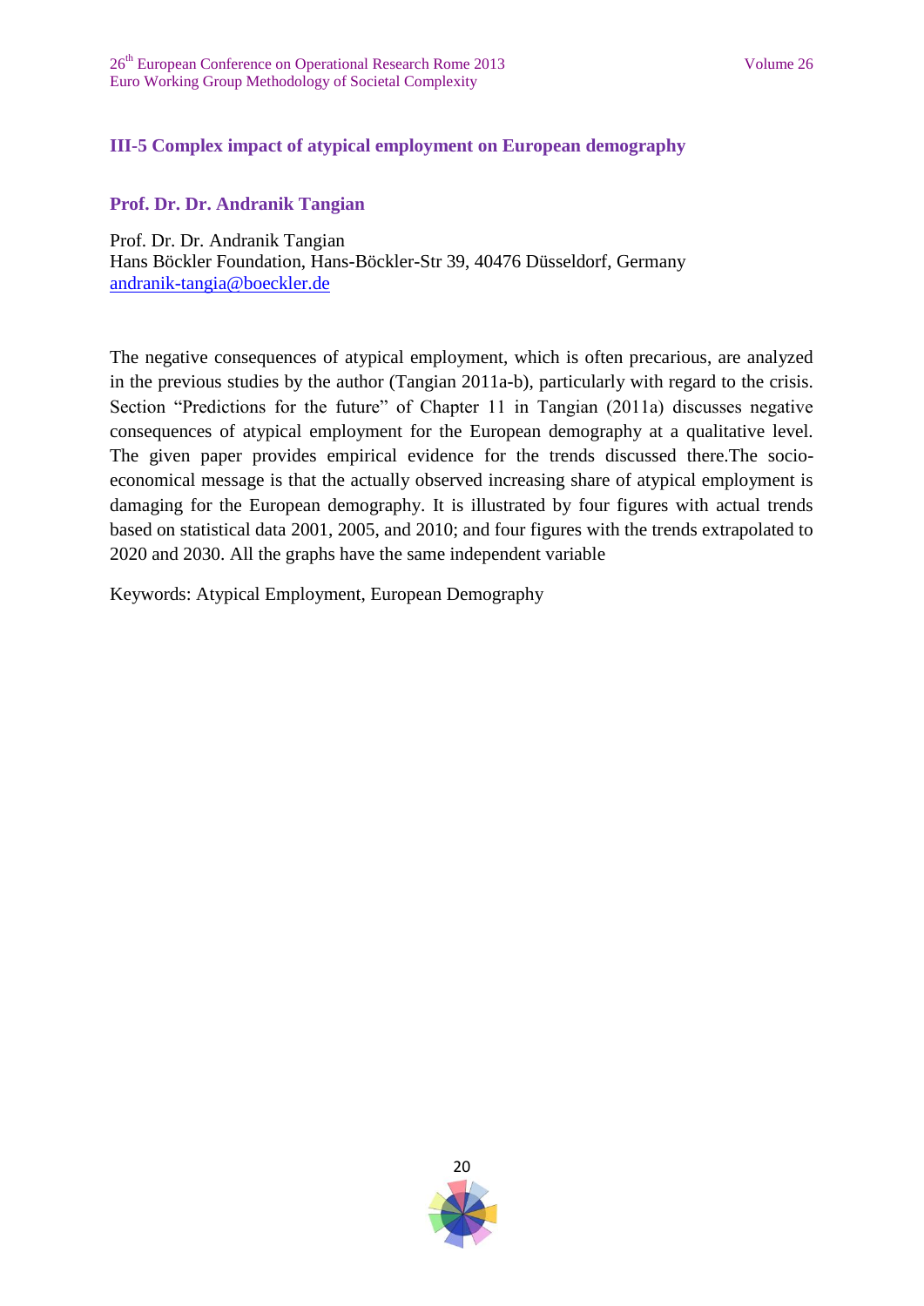### III-5 Complex impact of atypical employment on European demography

#### Prof. Dr. Dr. Andranik Tangian

Prof. Dr. Dr. Andranik Tangian
Hans Böckler Foundation, Hans-Böckler-Str 39, 40476 Düsseldorf, Germany
andranik-tangia@boeckler.de

The negative consequences of atypical employment, which is often precarious, are analyzed in the previous studies by the author (Tangian 2011a-b), particularly with regard to the crisis. Section "Predictions for the future" of Chapter 11 in Tangian (2011a) discusses negative consequences of atypical employment for the European demography at a qualitative level. The given paper provides empirical evidence for the trends discussed there.The socio-economical message is that the actually observed increasing share of atypical employment is damaging for the European demography. It is illustrated by four figures with actual trends based on statistical data 2001, 2005, and 2010; and four figures with the trends extrapolated to 2020 and 2030. All the graphs have the same independent variable

Keywords: Atypical Employment, European Demography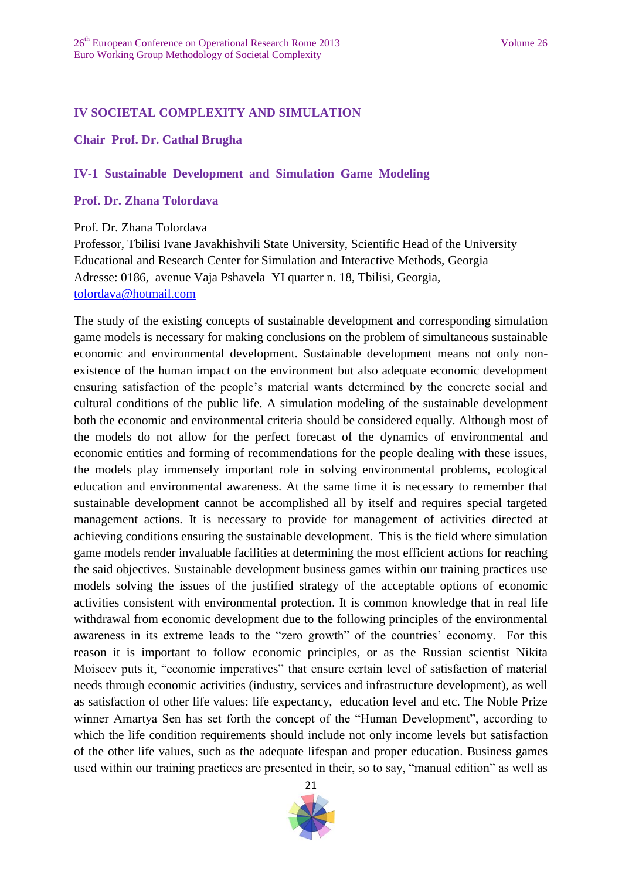## IV SOCIETAL COMPLEXITY AND SIMULATION

### Chair Prof. Dr. Cathal Brugha

### IV-1 Sustainable Development and Simulation Game Modeling

### Prof. Dr. Zhana Tolordava

Prof. Dr. Zhana Tolordava
Professor, Tbilisi Ivane Javakhishvili State University, Scientific Head of the University Educational and Research Center for Simulation and Interactive Methods, Georgia
Adresse: 0186, avenue Vaja Pshavela YI quarter n. 18, Tbilisi, Georgia,
tolordava@hotmail.com

The study of the existing concepts of sustainable development and corresponding simulation game models is necessary for making conclusions on the problem of simultaneous sustainable economic and environmental development. Sustainable development means not only non-existence of the human impact on the environment but also adequate economic development ensuring satisfaction of the people's material wants determined by the concrete social and cultural conditions of the public life. A simulation modeling of the sustainable development both the economic and environmental criteria should be considered equally. Although most of the models do not allow for the perfect forecast of the dynamics of environmental and economic entities and forming of recommendations for the people dealing with these issues, the models play immensely important role in solving environmental problems, ecological education and environmental awareness. At the same time it is necessary to remember that sustainable development cannot be accomplished all by itself and requires special targeted management actions. It is necessary to provide for management of activities directed at achieving conditions ensuring the sustainable development. This is the field where simulation game models render invaluable facilities at determining the most efficient actions for reaching the said objectives. Sustainable development business games within our training practices use models solving the issues of the justified strategy of the acceptable options of economic activities consistent with environmental protection. It is common knowledge that in real life withdrawal from economic development due to the following principles of the environmental awareness in its extreme leads to the "zero growth" of the countries' economy. For this reason it is important to follow economic principles, or as the Russian scientist Nikita Moiseev puts it, "economic imperatives" that ensure certain level of satisfaction of material needs through economic activities (industry, services and infrastructure development), as well as satisfaction of other life values: life expectancy, education level and etc. The Noble Prize winner Amartya Sen has set forth the concept of the "Human Development", according to which the life condition requirements should include not only income levels but satisfaction of the other life values, such as the adequate lifespan and proper education. Business games used within our training practices are presented in their, so to say, "manual edition" as well as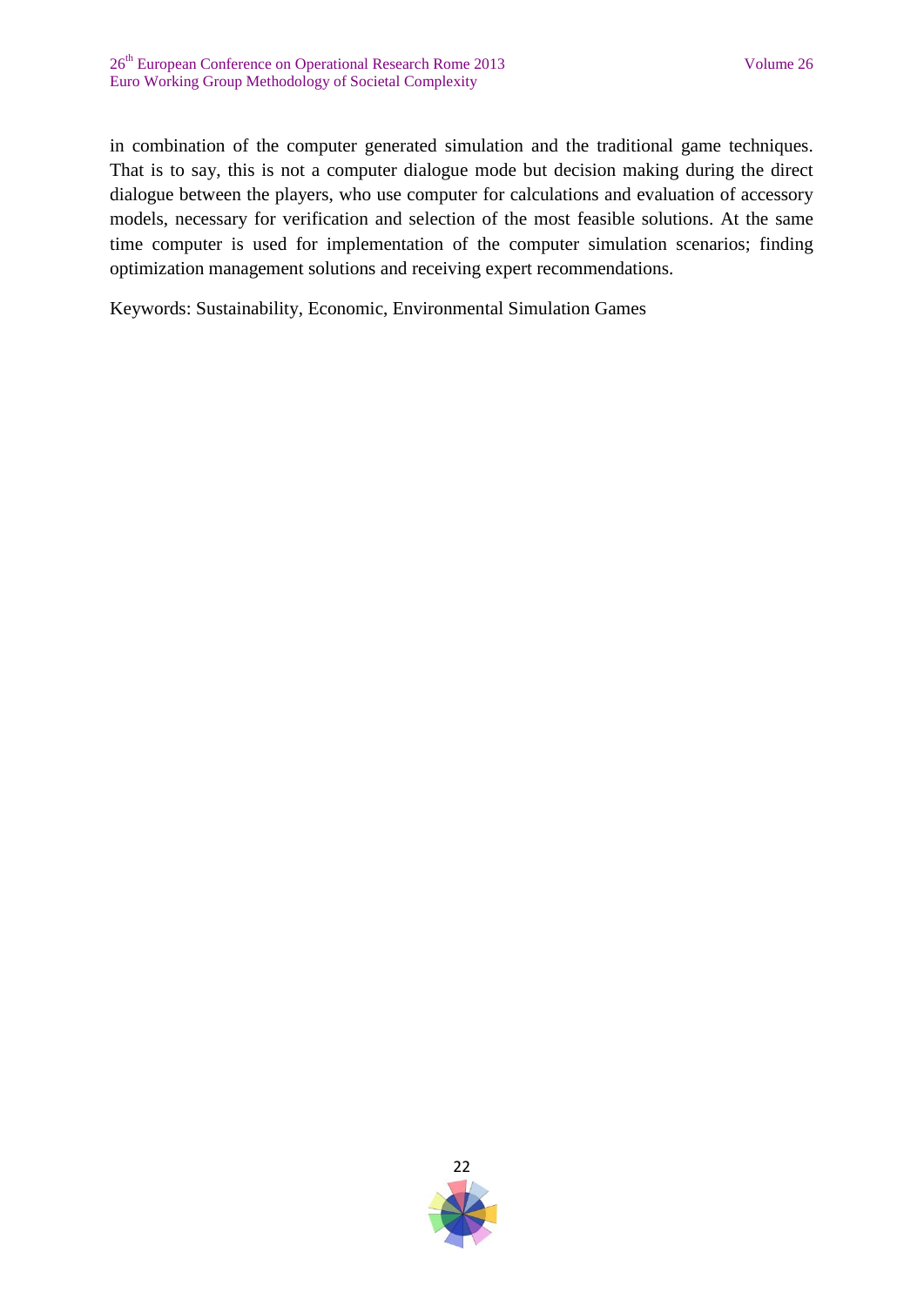in combination of the computer generated simulation and the traditional game techniques. That is to say, this is not a computer dialogue mode but decision making during the direct dialogue between the players, who use computer for calculations and evaluation of accessory models, necessary for verification and selection of the most feasible solutions. At the same time computer is used for implementation of the computer simulation scenarios; finding optimization management solutions and receiving expert recommendations.

Keywords: Sustainability, Economic, Environmental Simulation Games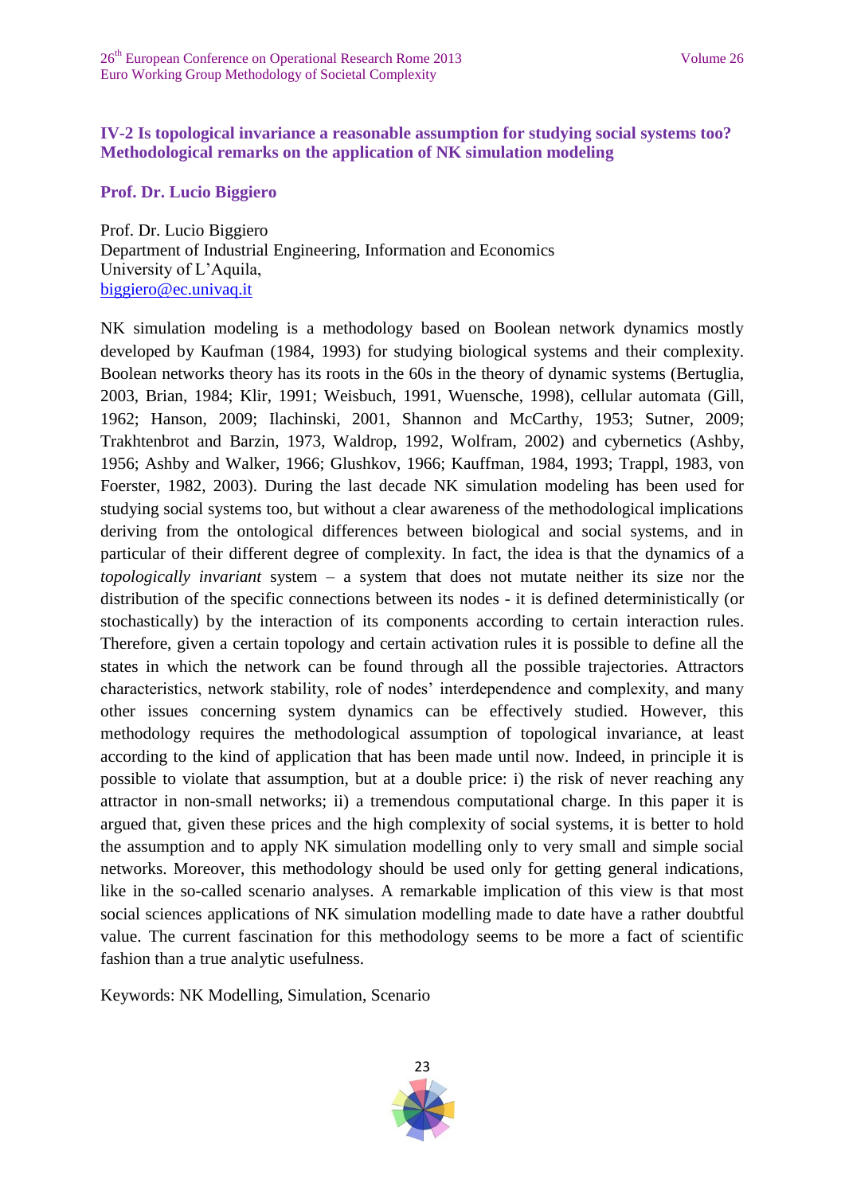## IV-2 Is topological invariance a reasonable assumption for studying social systems too? Methodological remarks on the application of NK simulation modeling

**Prof. Dr. Lucio Biggiero**

Prof. Dr. Lucio Biggiero
Department of Industrial Engineering, Information and Economics
University of L'Aquila,
biggiero@ec.univaq.it

NK simulation modeling is a methodology based on Boolean network dynamics mostly developed by Kaufman (1984, 1993) for studying biological systems and their complexity. Boolean networks theory has its roots in the 60s in the theory of dynamic systems (Bertuglia, 2003, Brian, 1984; Klir, 1991; Weisbuch, 1991, Wuensche, 1998), cellular automata (Gill, 1962; Hanson, 2009; Ilachinski, 2001, Shannon and McCarthy, 1953; Sutner, 2009; Trakhtenbrot and Barzin, 1973, Waldrop, 1992, Wolfram, 2002) and cybernetics (Ashby, 1956; Ashby and Walker, 1966; Glushkov, 1966; Kauffman, 1984, 1993; Trappl, 1983, von Foerster, 1982, 2003). During the last decade NK simulation modeling has been used for studying social systems too, but without a clear awareness of the methodological implications deriving from the ontological differences between biological and social systems, and in particular of their different degree of complexity. In fact, the idea is that the dynamics of a *topologically invariant* system – a system that does not mutate neither its size nor the distribution of the specific connections between its nodes - it is defined deterministically (or stochastically) by the interaction of its components according to certain interaction rules. Therefore, given a certain topology and certain activation rules it is possible to define all the states in which the network can be found through all the possible trajectories. Attractors characteristics, network stability, role of nodes' interdependence and complexity, and many other issues concerning system dynamics can be effectively studied. However, this methodology requires the methodological assumption of topological invariance, at least according to the kind of application that has been made until now. Indeed, in principle it is possible to violate that assumption, but at a double price: i) the risk of never reaching any attractor in non-small networks; ii) a tremendous computational charge. In this paper it is argued that, given these prices and the high complexity of social systems, it is better to hold the assumption and to apply NK simulation modelling only to very small and simple social networks. Moreover, this methodology should be used only for getting general indications, like in the so-called scenario analyses. A remarkable implication of this view is that most social sciences applications of NK simulation modelling made to date have a rather doubtful value. The current fascination for this methodology seems to be more a fact of scientific fashion than a true analytic usefulness.

Keywords: NK Modelling, Simulation, Scenario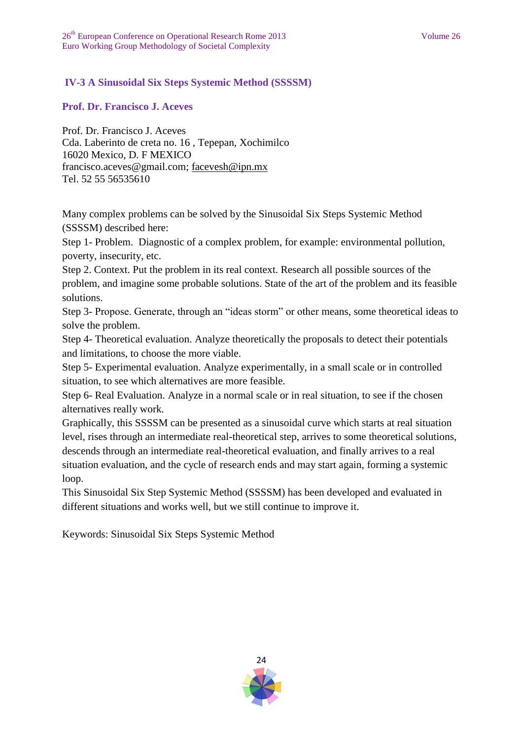## IV-3 A Sinusoidal Six Steps Systemic Method (SSSSM)

**Prof. Dr. Francisco J. Aceves**

Prof. Dr. Francisco J. Aceves
Cda. Laberinto de creta no. 16 , Tepepan, Xochimilco
16020 Mexico, D. F MEXICO
francisco.aceves@gmail.com; facevesh@ipn.mx
Tel. 52 55 56535610

Many complex problems can be solved by the Sinusoidal Six Steps Systemic Method (SSSSM) described here:

Step 1- Problem. Diagnostic of a complex problem, for example: environmental pollution, poverty, insecurity, etc.

Step 2. Context. Put the problem in its real context. Research all possible sources of the problem, and imagine some probable solutions. State of the art of the problem and its feasible solutions.

Step 3- Propose. Generate, through an "ideas storm" or other means, some theoretical ideas to solve the problem.

Step 4- Theoretical evaluation. Analyze theoretically the proposals to detect their potentials and limitations, to choose the more viable.

Step 5- Experimental evaluation. Analyze experimentally, in a small scale or in controlled situation, to see which alternatives are more feasible.

Step 6- Real Evaluation. Analyze in a normal scale or in real situation, to see if the chosen alternatives really work.

Graphically, this SSSSM can be presented as a sinusoidal curve which starts at real situation level, rises through an intermediate real-theoretical step, arrives to some theoretical solutions, descends through an intermediate real-theoretical evaluation, and finally arrives to a real situation evaluation, and the cycle of research ends and may start again, forming a systemic loop.

This Sinusoidal Six Step Systemic Method (SSSSM) has been developed and evaluated in different situations and works well, but we still continue to improve it.

Keywords: Sinusoidal Six Steps Systemic Method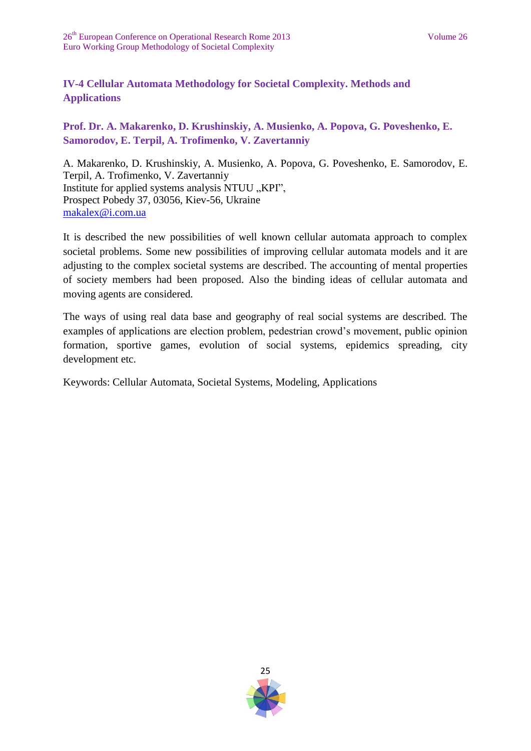## IV-4 Cellular Automata Methodology for Societal Complexity. Methods and Applications

**Prof. Dr. A. Makarenko, D. Krushinskiy, A. Musienko, A. Popova, G. Poveshenko, E. Samorodov, E. Terpil, A. Trofimenko, V. Zavertanniy**

A. Makarenko, D. Krushinskiy, A. Musienko, A. Popova, G. Poveshenko, E. Samorodov, E. Terpil, A. Trofimenko, V. Zavertanniy
Institute for applied systems analysis NTUU „KPI",
Prospect Pobedy 37, 03056, Kiev-56, Ukraine
makalex@i.com.ua

It is described the new possibilities of well known cellular automata approach to complex societal problems. Some new possibilities of improving cellular automata models and it are adjusting to the complex societal systems are described. The accounting of mental properties of society members had been proposed. Also the binding ideas of cellular automata and moving agents are considered.

The ways of using real data base and geography of real social systems are described. The examples of applications are election problem, pedestrian crowd's movement, public opinion formation, sportive games, evolution of social systems, epidemics spreading, city development etc.

Keywords: Cellular Automata, Societal Systems, Modeling, Applications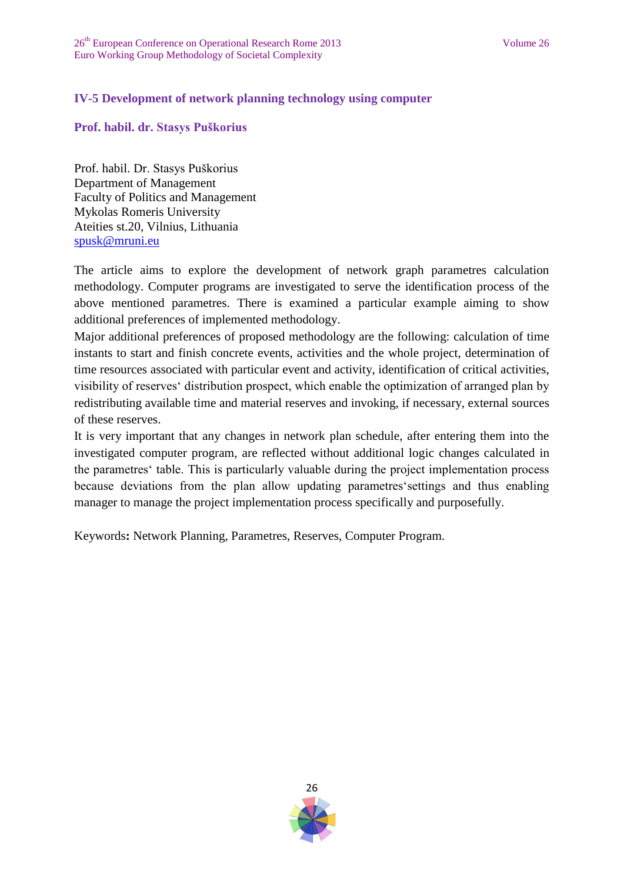## IV-5 Development of network planning technology using computer

**Prof. habil. dr. Stasys Puškorius**

Prof. habil. Dr. Stasys Puškorius
Department of Management
Faculty of Politics and Management
Mykolas Romeris University
Ateities st.20, Vilnius, Lithuania
spusk@mruni.eu

The article aims to explore the development of network graph parametres calculation methodology. Computer programs are investigated to serve the identification process of the above mentioned parametres. There is examined a particular example aiming to show additional preferences of implemented methodology.

Major additional preferences of proposed methodology are the following: calculation of time instants to start and finish concrete events, activities and the whole project, determination of time resources associated with particular event and activity, identification of critical activities, visibility of reserves' distribution prospect, which enable the optimization of arranged plan by redistributing available time and material reserves and invoking, if necessary, external sources of these reserves.

It is very important that any changes in network plan schedule, after entering them into the investigated computer program, are reflected without additional logic changes calculated in the parametres' table. This is particularly valuable during the project implementation process because deviations from the plan allow updating parametres'settings and thus enabling manager to manage the project implementation process specifically and purposefully.

Keywords**:** Network Planning, Parametres, Reserves, Computer Program.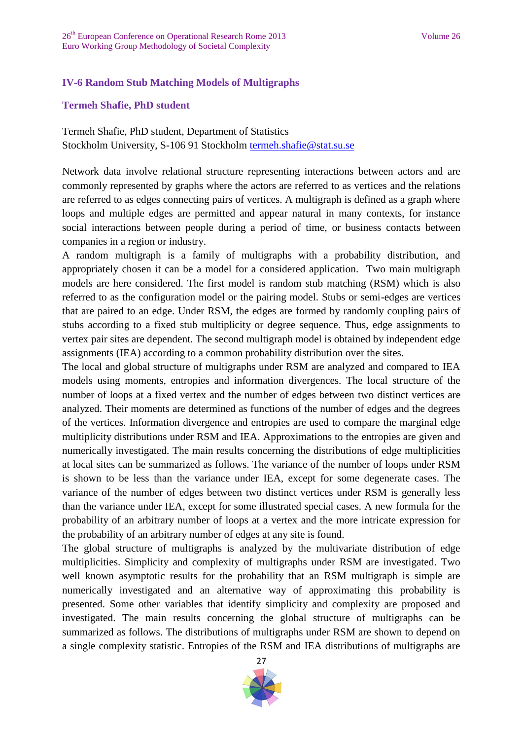## IV-6 Random Stub Matching Models of Multigraphs

### Termeh Shafie, PhD student

Termeh Shafie, PhD student, Department of Statistics
Stockholm University, S-106 91 Stockholm termeh.shafie@stat.su.se

Network data involve relational structure representing interactions between actors and are commonly represented by graphs where the actors are referred to as vertices and the relations are referred to as edges connecting pairs of vertices. A multigraph is defined as a graph where loops and multiple edges are permitted and appear natural in many contexts, for instance social interactions between people during a period of time, or business contacts between companies in a region or industry.

A random multigraph is a family of multigraphs with a probability distribution, and appropriately chosen it can be a model for a considered application. Two main multigraph models are here considered. The first model is random stub matching (RSM) which is also referred to as the configuration model or the pairing model. Stubs or semi-edges are vertices that are paired to an edge. Under RSM, the edges are formed by randomly coupling pairs of stubs according to a fixed stub multiplicity or degree sequence. Thus, edge assignments to vertex pair sites are dependent. The second multigraph model is obtained by independent edge assignments (IEA) according to a common probability distribution over the sites.

The local and global structure of multigraphs under RSM are analyzed and compared to IEA models using moments, entropies and information divergences. The local structure of the number of loops at a fixed vertex and the number of edges between two distinct vertices are analyzed. Their moments are determined as functions of the number of edges and the degrees of the vertices. Information divergence and entropies are used to compare the marginal edge multiplicity distributions under RSM and IEA. Approximations to the entropies are given and numerically investigated. The main results concerning the distributions of edge multiplicities at local sites can be summarized as follows. The variance of the number of loops under RSM is shown to be less than the variance under IEA, except for some degenerate cases. The variance of the number of edges between two distinct vertices under RSM is generally less than the variance under IEA, except for some illustrated special cases. A new formula for the probability of an arbitrary number of loops at a vertex and the more intricate expression for the probability of an arbitrary number of edges at any site is found.

The global structure of multigraphs is analyzed by the multivariate distribution of edge multiplicities. Simplicity and complexity of multigraphs under RSM are investigated. Two well known asymptotic results for the probability that an RSM multigraph is simple are numerically investigated and an alternative way of approximating this probability is presented. Some other variables that identify simplicity and complexity are proposed and investigated. The main results concerning the global structure of multigraphs can be summarized as follows. The distributions of multigraphs under RSM are shown to depend on a single complexity statistic. Entropies of the RSM and IEA distributions of multigraphs are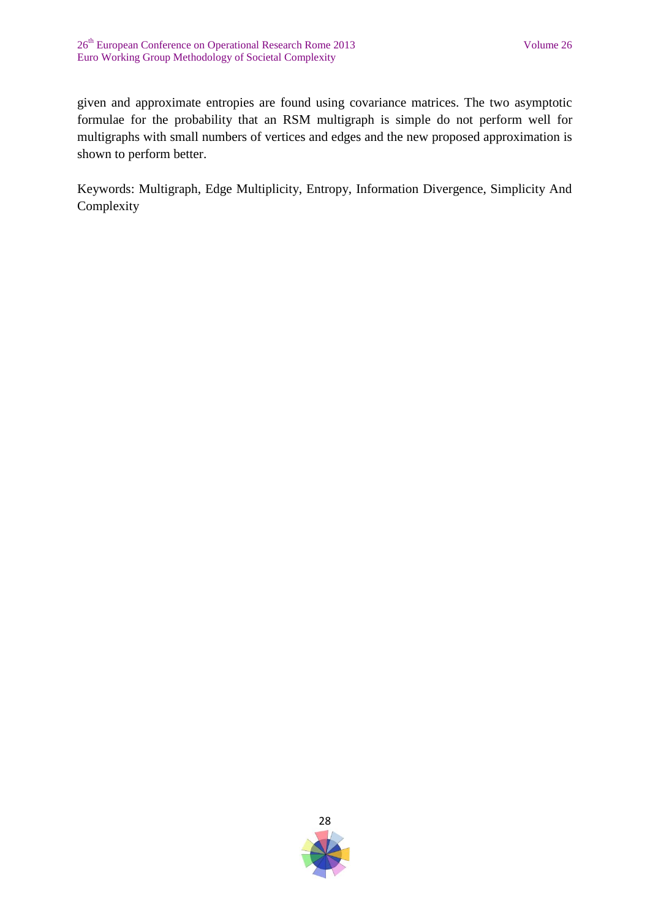given and approximate entropies are found using covariance matrices. The two asymptotic formulae for the probability that an RSM multigraph is simple do not perform well for multigraphs with small numbers of vertices and edges and the new proposed approximation is shown to perform better.

Keywords: Multigraph, Edge Multiplicity, Entropy, Information Divergence, Simplicity And Complexity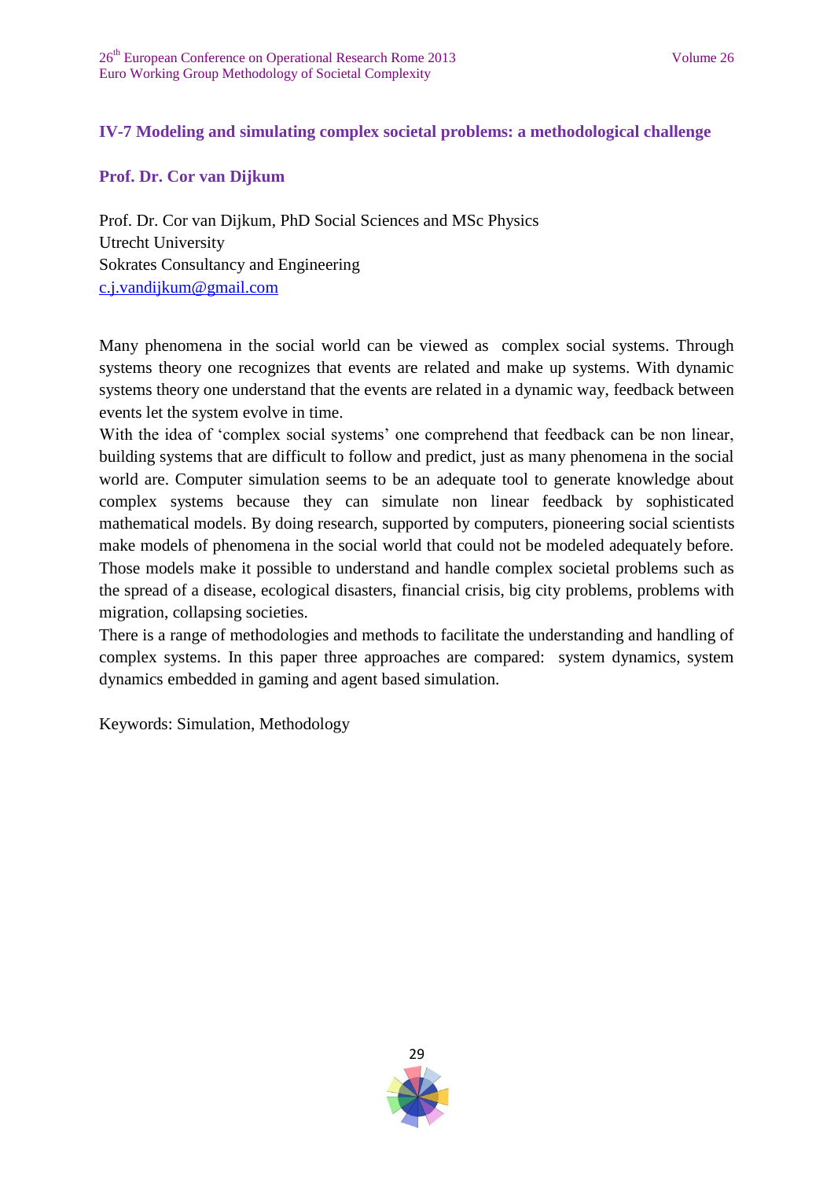## IV-7 Modeling and simulating complex societal problems: a methodological challenge

**Prof. Dr. Cor van Dijkum**

Prof. Dr. Cor van Dijkum, PhD Social Sciences and MSc Physics
Utrecht University
Sokrates Consultancy and Engineering
c.j.vandijkum@gmail.com

Many phenomena in the social world can be viewed as complex social systems. Through systems theory one recognizes that events are related and make up systems. With dynamic systems theory one understand that the events are related in a dynamic way, feedback between events let the system evolve in time.
With the idea of 'complex social systems' one comprehend that feedback can be non linear, building systems that are difficult to follow and predict, just as many phenomena in the social world are. Computer simulation seems to be an adequate tool to generate knowledge about complex systems because they can simulate non linear feedback by sophisticated mathematical models. By doing research, supported by computers, pioneering social scientists make models of phenomena in the social world that could not be modeled adequately before. Those models make it possible to understand and handle complex societal problems such as the spread of a disease, ecological disasters, financial crisis, big city problems, problems with migration, collapsing societies.
There is a range of methodologies and methods to facilitate the understanding and handling of complex systems. In this paper three approaches are compared: system dynamics, system dynamics embedded in gaming and agent based simulation.

Keywords: Simulation, Methodology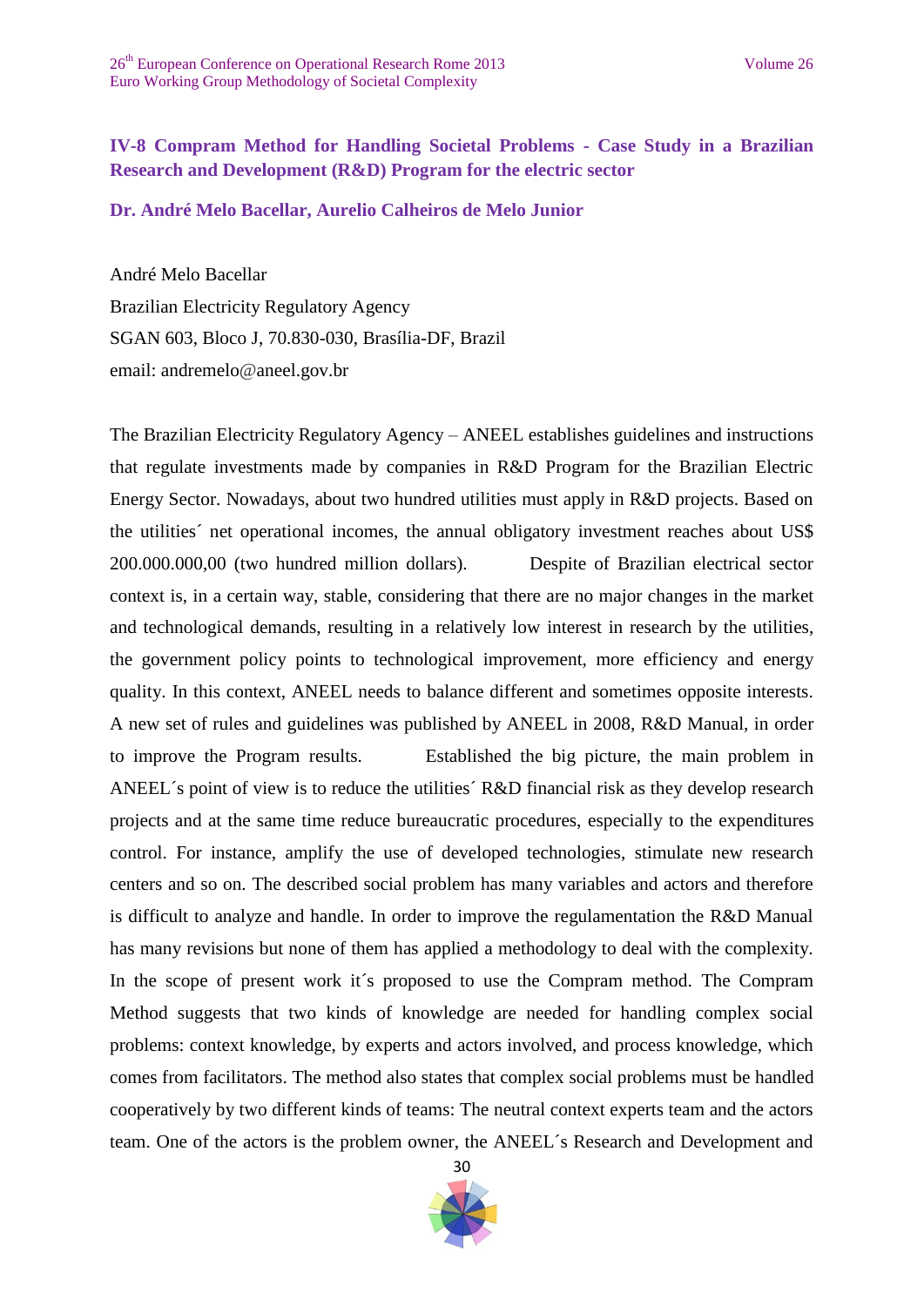## IV-8 Compram Method for Handling Societal Problems - Case Study in a Brazilian Research and Development (R&D) Program for the electric sector

**Dr. André Melo Bacellar, Aurelio Calheiros de Melo Junior**

André Melo Bacellar

Brazilian Electricity Regulatory Agency

SGAN 603, Bloco J, 70.830-030, Brasília-DF, Brazil

email: andremelo@aneel.gov.br

The Brazilian Electricity Regulatory Agency – ANEEL establishes guidelines and instructions that regulate investments made by companies in R&D Program for the Brazilian Electric Energy Sector. Nowadays, about two hundred utilities must apply in R&D projects. Based on the utilities´ net operational incomes, the annual obligatory investment reaches about US$ 200.000.000,00 (two hundred million dollars). Despite of Brazilian electrical sector context is, in a certain way, stable, considering that there are no major changes in the market and technological demands, resulting in a relatively low interest in research by the utilities, the government policy points to technological improvement, more efficiency and energy quality. In this context, ANEEL needs to balance different and sometimes opposite interests. A new set of rules and guidelines was published by ANEEL in 2008, R&D Manual, in order to improve the Program results. Established the big picture, the main problem in ANEEL´s point of view is to reduce the utilities´ R&D financial risk as they develop research projects and at the same time reduce bureaucratic procedures, especially to the expenditures control. For instance, amplify the use of developed technologies, stimulate new research centers and so on. The described social problem has many variables and actors and therefore is difficult to analyze and handle. In order to improve the regulamentation the R&D Manual has many revisions but none of them has applied a methodology to deal with the complexity. In the scope of present work it´s proposed to use the Compram method. The Compram Method suggests that two kinds of knowledge are needed for handling complex social problems: context knowledge, by experts and actors involved, and process knowledge, which comes from facilitators. The method also states that complex social problems must be handled cooperatively by two different kinds of teams: The neutral context experts team and the actors team. One of the actors is the problem owner, the ANEEL´s Research and Development and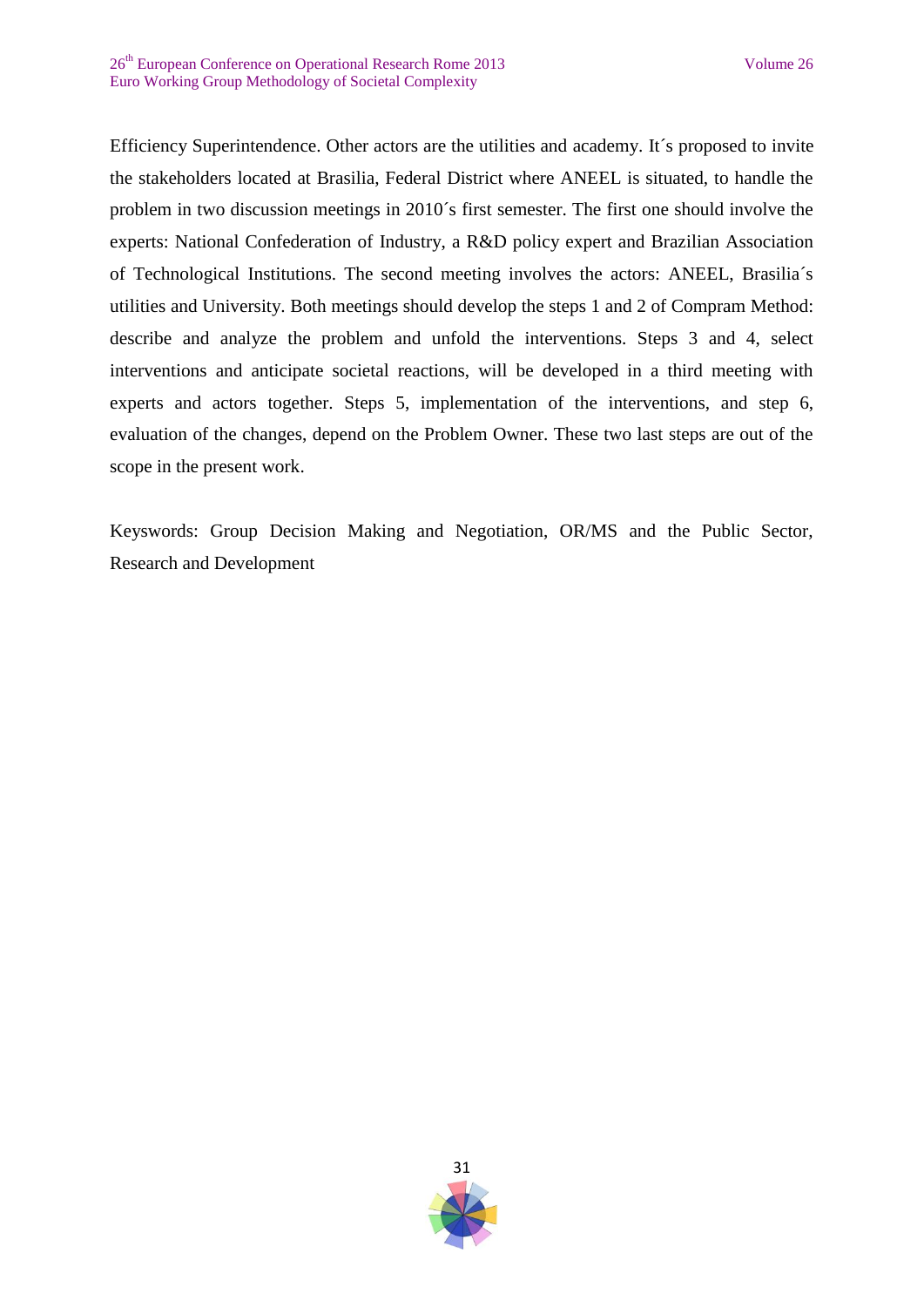Efficiency Superintendence. Other actors are the utilities and academy. It´s proposed to invite the stakeholders located at Brasilia, Federal District where ANEEL is situated, to handle the problem in two discussion meetings in 2010´s first semester. The first one should involve the experts: National Confederation of Industry, a R&D policy expert and Brazilian Association of Technological Institutions. The second meeting involves the actors: ANEEL, Brasilia´s utilities and University. Both meetings should develop the steps 1 and 2 of Compram Method: describe and analyze the problem and unfold the interventions. Steps 3 and 4, select interventions and anticipate societal reactions, will be developed in a third meeting with experts and actors together. Steps 5, implementation of the interventions, and step 6, evaluation of the changes, depend on the Problem Owner. These two last steps are out of the scope in the present work.

Keyswords: Group Decision Making and Negotiation, OR/MS and the Public Sector, Research and Development